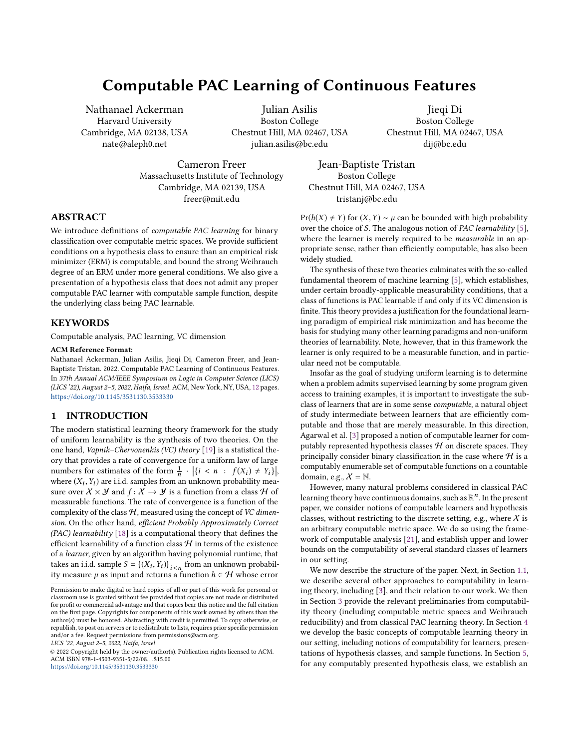# Computable PAC Learning of Continuous Features

Nathanael Ackerman
Harvard University
Cambridge, MA 02138, USA
nate@aleph0.net

Julian Asilis
Boston College
Chestnut Hill, MA 02467, USA
julian.asilis@bc.edu

Jieqi Di
Boston College
Chestnut Hill, MA 02467, USA
dij@bc.edu

Cameron Freer
Massachusetts Institute of Technology
Cambridge, MA 02139, USA
freer@mit.edu

Jean-Baptiste Tristan
Boston College
Chestnut Hill, MA 02467, USA
tristanj@bc.edu

## ABSTRACT

We introduce definitions of *computable PAC learning* for binary classification over computable metric spaces. We provide sufficient conditions on a hypothesis class to ensure than an empirical risk minimizer (ERM) is computable, and bound the strong Weihrauch degree of an ERM under more general conditions. We also give a presentation of a hypothesis class that does not admit any proper computable PAC learner with computable sample function, despite the underlying class being PAC learnable.

## KEYWORDS

Computable analysis, PAC learning, VC dimension

**ACM Reference Format:**
Nathanael Ackerman, Julian Asilis, Jieqi Di, Cameron Freer, and Jean-Baptiste Tristan. 2022. Computable PAC Learning of Continuous Features. In *37th Annual ACM/IEEE Symposium on Logic in Computer Science (LICS) (LICS '22), August 2–5, 2022, Haifa, Israel.* ACM, New York, NY, USA, 12 pages. https://doi.org/10.1145/3531130.3533330

## 1 INTRODUCTION

The modern statistical learning theory framework for the study of uniform learnability is the synthesis of two theories. On the one hand, *Vapnik–Chervonenkis (VC) theory* [19] is a statistical theory that provides a rate of convergence for a uniform law of large numbers for estimates of the form $\frac{1}{n} \cdot \left|\{i < n \;:\; f(X_i) \neq Y_i\}\right|$, where $(X_i, Y_i)$ are i.i.d. samples from an unknown probability measure over $\mathcal{X} \times \mathcal{Y}$ and $f : \mathcal{X} \to \mathcal{Y}$ is a function from a class $\mathcal{H}$ of measurable functions. The rate of convergence is a function of the complexity of the class $\mathcal{H}$, measured using the concept of *VC dimension*. On the other hand, *efficient Probably Approximately Correct (PAC) learnability* [18] is a computational theory that defines the efficient learnability of a function class $\mathcal{H}$ in terms of the existence of a *learner*, given by an algorithm having polynomial runtime, that takes an i.i.d. sample $S = \big((X_i, Y_i)\big)_{i<n}$ from an unknown probability measure $\mu$ as input and returns a function $h \in \mathcal{H}$ whose error $\Pr(h(X) \neq Y)$ for $(X, Y) \sim \mu$ can be bounded with high probability over the choice of $S$. The analogous notion of *PAC learnability* [5], where the learner is merely required to be *measurable* in an appropriate sense, rather than efficiently computable, has also been widely studied.

The synthesis of these two theories culminates with the so-called fundamental theorem of machine learning [5], which establishes, under certain broadly-applicable measurability conditions, that a class of functions is PAC learnable if and only if its VC dimension is finite. This theory provides a justification for the foundational learning paradigm of empirical risk minimization and has become the basis for studying many other learning paradigms and non-uniform theories of learnability. Note, however, that in this framework the learner is only required to be a measurable function, and in particular need not be computable.

Insofar as the goal of studying uniform learning is to determine when a problem admits supervised learning by some program given access to training examples, it is important to investigate the subclass of learners that are in some sense *computable*, a natural object of study intermediate between learners that are efficiently computable and those that are merely measurable. In this direction, Agarwal et al. [3] proposed a notion of computable learner for computably represented hypothesis classes $\mathcal{H}$ on discrete spaces. They principally consider binary classification in the case where $\mathcal{H}$ is a computably enumerable set of computable functions on a countable domain, e.g., $\mathcal{X} = \mathbb{N}$.

However, many natural problems considered in classical PAC learning theory have continuous domains, such as $\mathbb{R}^n$. In the present paper, we consider notions of computable learners and hypothesis classes, without restricting to the discrete setting, e.g., where $\mathcal{X}$ is an arbitrary computable metric space. We do so using the framework of computable analysis [21], and establish upper and lower bounds on the computability of several standard classes of learners in our setting.

We now describe the structure of the paper. Next, in Section 1.1, we describe several other approaches to computability in learning theory, including [3], and their relation to our work. We then in Section 3 provide the relevant preliminaries from computability theory (including computable metric spaces and Weihrauch reducibility) and from classical PAC learning theory. In Section 4 we develop the basic concepts of computable learning theory in our setting, including notions of computability for learners, presentations of hypothesis classes, and sample functions. In Section 5, for any computably presented hypothesis class, we establish an

Permission to make digital or hard copies of all or part of this work for personal or classroom use is granted without fee provided that copies are not made or distributed for profit or commercial advantage and that copies bear this notice and the full citation on the first page. Copyrights for components of this work owned by others than the author(s) must be honored. Abstracting with credit is permitted. To copy otherwise, or republish, to post on servers or to redistribute to lists, requires prior specific permission and/or a fee. Request permissions from permissions@acm.org.
*LICS '22, August 2–5, 2022, Haifa, Israel*
© 2022 Copyright held by the owner/author(s). Publication rights licensed to ACM.
ACM ISBN 978-1-4503-9351-5/22/08…$15.00
https://doi.org/10.1145/3531130.3533330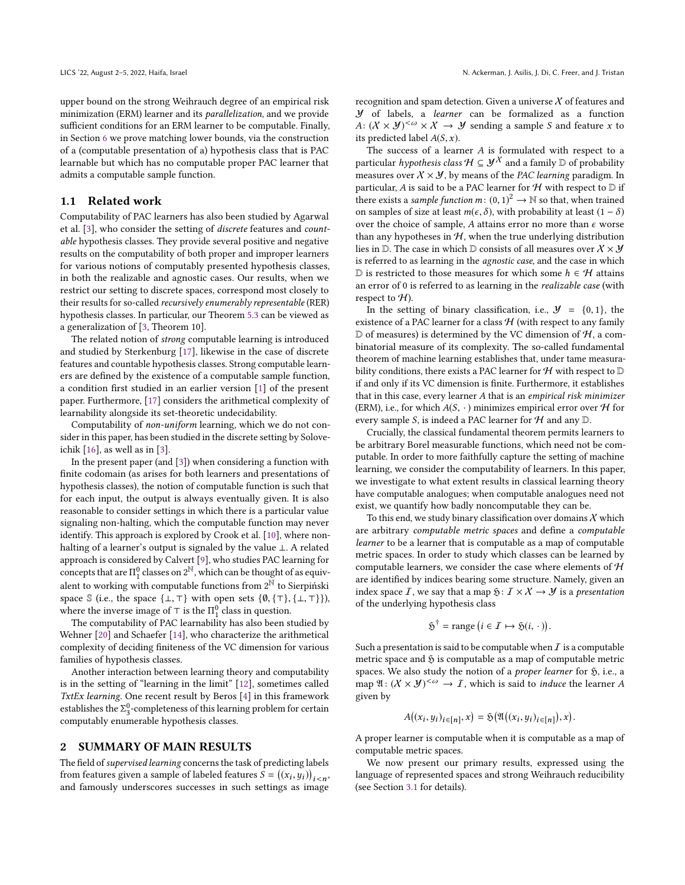upper bound on the strong Weihrauch degree of an empirical risk minimization (ERM) learner and its *parallelization*, and we provide sufficient conditions for an ERM learner to be computable. Finally, in Section 6 we prove matching lower bounds, via the construction of a (computable presentation of a) hypothesis class that is PAC learnable but which has no computable proper PAC learner that admits a computable sample function.

## 1.1 Related work

Computability of PAC learners has also been studied by Agarwal et al. [3], who consider the setting of *discrete* features and *countable* hypothesis classes. They provide several positive and negative results on the computability of both proper and improper learners for various notions of computably presented hypothesis classes, in both the realizable and agnostic cases. Our results, when we restrict our setting to discrete spaces, correspond most closely to their results for so-called *recursively enumerably representable* (RER) hypothesis classes. In particular, our Theorem 5.3 can be viewed as a generalization of [3, Theorem 10].

The related notion of *strong* computable learning is introduced and studied by Sterkenburg [17], likewise in the case of discrete features and countable hypothesis classes. Strong computable learners are defined by the existence of a computable sample function, a condition first studied in an earlier version [1] of the present paper. Furthermore, [17] considers the arithmetical complexity of learnability alongside its set-theoretic undecidability.

Computability of *non-uniform* learning, which we do not consider in this paper, has been studied in the discrete setting by Soloveichik [16], as well as in [3].

In the present paper (and [3]) when considering a function with finite codomain (as arises for both learners and presentations of hypothesis classes), the notion of computable function is such that for each input, the output is always eventually given. It is also reasonable to consider settings in which there is a particular value signaling non-halting, which the computable function may never identify. This approach is explored by Crook et al. [10], where non-halting of a learner's output is signaled by the value $\bot$. A related approach is considered by Calvert [9], who studies PAC learning for concepts that are $\Pi^0_1$ classes on $2^{\mathbb{N}}$, which can be thought of as equivalent to working with computable functions from $2^{\mathbb{N}}$ to Sierpiński space $\mathbb{S}$ (i.e., the space $\{\bot, \top\}$ with open sets $\{\emptyset, \{\top\}, \{\bot, \top\}\}$), where the inverse image of $\top$ is the $\Pi^0_1$ class in question.

The computability of PAC learnability has also been studied by Wehner [20] and Schaefer [14], who characterize the arithmetical complexity of deciding finiteness of the VC dimension for various families of hypothesis classes.

Another interaction between learning theory and computability is in the setting of "learning in the limit" [12], sometimes called *TxtEx learning*. One recent result by Beros [4] in this framework establishes the $\Sigma^0_3$-completeness of this learning problem for certain computably enumerable hypothesis classes.

# 2 SUMMARY OF MAIN RESULTS

The field of *supervised learning* concerns the task of predicting labels from features given a sample of labeled features $S = \big((x_i, y_i)\big)_{i<n}$, and famously underscores successes in such settings as image recognition and spam detection. Given a universe $\mathcal{X}$ of features and $\mathcal{Y}$ of labels, a *learner* can be formalized as a function $A\colon (\mathcal{X} \times \mathcal{Y})^{<\omega} \times \mathcal{X} \to \mathcal{Y}$ sending a sample $S$ and feature $x$ to its predicted label $A(S, x)$.

The success of a learner $A$ is formulated with respect to a particular *hypothesis class* $\mathcal{H} \subseteq \mathcal{Y}^{\mathcal{X}}$ and a family $\mathbb{D}$ of probability measures over $\mathcal{X} \times \mathcal{Y}$, by means of the *PAC learning* paradigm. In particular, $A$ is said to be a PAC learner for $\mathcal{H}$ with respect to $\mathbb{D}$ if there exists a *sample function* $m\colon (0,1)^2 \to \mathbb{N}$ so that, when trained on samples of size at least $m(\epsilon, \delta)$, with probability at least $(1 - \delta)$ over the choice of sample, $A$ attains error no more than $\epsilon$ worse than any hypotheses in $\mathcal{H}$, when the true underlying distribution lies in $\mathbb{D}$. The case in which $\mathbb{D}$ consists of all measures over $\mathcal{X} \times \mathcal{Y}$ is referred to as learning in the *agnostic case*, and the case in which $\mathbb{D}$ is restricted to those measures for which some $h \in \mathcal{H}$ attains an error of 0 is referred to as learning in the *realizable case* (with respect to $\mathcal{H}$).

In the setting of binary classification, i.e., $\mathcal{Y} = \{0, 1\}$, the existence of a PAC learner for a class $\mathcal{H}$ (with respect to any family $\mathbb{D}$ of measures) is determined by the VC dimension of $\mathcal{H}$, a combinatorial measure of its complexity. The so-called fundamental theorem of machine learning establishes that, under tame measurability conditions, there exists a PAC learner for $\mathcal{H}$ with respect to $\mathbb{D}$ if and only if its VC dimension is finite. Furthermore, it establishes that in this case, every learner $A$ that is an *empirical risk minimizer* (ERM), i.e., for which $A(S, \cdot)$ minimizes empirical error over $\mathcal{H}$ for every sample $S$, is indeed a PAC learner for $\mathcal{H}$ and any $\mathbb{D}$.

Crucially, the classical fundamental theorem permits learners to be arbitrary Borel measurable functions, which need not be computable. In order to more faithfully capture the setting of machine learning, we consider the computability of learners. In this paper, we investigate to what extent results in classical learning theory have computable analogues; when computable analogues need not exist, we quantify how badly noncomputable they can be.

To this end, we study binary classification over domains $\mathcal{X}$ which are arbitrary *computable metric spaces* and define a *computable learner* to be a learner that is computable as a map of computable metric spaces. In order to study which classes can be learned by computable learners, we consider the case where elements of $\mathcal{H}$ are identified by indices bearing some structure. Namely, given an index space $\mathcal{I}$, we say that a map $\mathfrak{H}\colon \mathcal{I} \times \mathcal{X} \to \mathcal{Y}$ is a *presentation* of the underlying hypothesis class

$$\mathfrak{H}^{\dagger} = \operatorname{range}\big(i \in \mathcal{I} \mapsto \mathfrak{H}(i, \cdot)\big).$$

Such a presentation is said to be computable when $\mathcal{I}$ is a computable metric space and $\mathfrak{H}$ is computable as a map of computable metric spaces. We also study the notion of a *proper learner* for $\mathfrak{H}$, i.e., a map $\mathfrak{A}\colon (\mathcal{X} \times \mathcal{Y})^{<\omega} \to \mathcal{I}$, which is said to *induce* the learner $A$ given by

$$A\big((x_i, y_i)_{i\in[n]}, x\big) = \mathfrak{H}\big(\mathfrak{A}\big((x_i, y_i)_{i\in[n]}\big), x\big).$$

A proper learner is computable when it is computable as a map of computable metric spaces.

We now present our primary results, expressed using the language of represented spaces and strong Weihrauch reducibility (see Section 3.1 for details).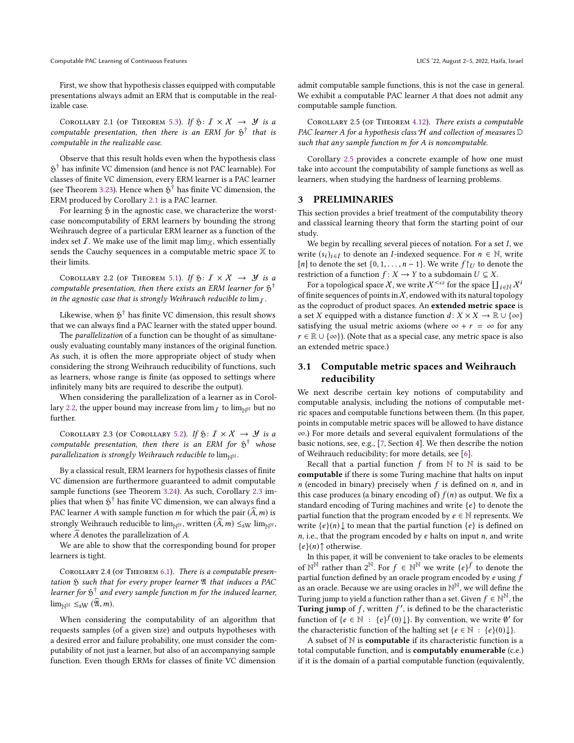First, we show that hypothesis classes equipped with computable presentations always admit an ERM that is computable in the realizable case.

Corollary 2.1 (of Theorem 5.3). *If $\mathfrak{H}\colon \mathcal{I} \times \mathcal{X} \to \mathcal{Y}$ is a computable presentation, then there is an ERM for $\mathfrak{H}^\dagger$ that is computable in the realizable case.*

Observe that this result holds even when the hypothesis class $\mathfrak{H}^\dagger$ has infinite VC dimension (and hence is not PAC learnable). For classes of finite VC dimension, every ERM learner is a PAC learner (see Theorem 3.23). Hence when $\mathfrak{H}^\dagger$ has finite VC dimension, the ERM produced by Corollary 2.1 is a PAC learner.

For learning $\mathfrak{H}$ in the agnostic case, we characterize the worst-case noncomputability of ERM learners by bounding the strong Weihrauch degree of a particular ERM learner as a function of the index set $\mathcal{I}$. We make use of the limit map $\lim_{\mathbb{X}}$, which essentially sends the Cauchy sequences in a computable metric space $\mathbb{X}$ to their limits.

Corollary 2.2 (of Theorem 5.1). *If $\mathfrak{H}\colon \mathcal{I} \times \mathcal{X} \to \mathcal{Y}$ is a computable presentation, then there exists an ERM learner for $\mathfrak{H}^\dagger$ in the agnostic case that is strongly Weihrauch reducible to $\lim_{\mathcal{I}}$.*

Likewise, when $\mathfrak{H}^\dagger$ has finite VC dimension, this result shows that we can always find a PAC learner with the stated upper bound.

The *parallelization* of a function can be thought of as simultaneously evaluating countably many instances of the original function. As such, it is often the more appropriate object of study when considering the strong Weihrauch reducibility of functions, such as learners, whose range is finite (as opposed to settings where infinitely many bits are required to describe the output).

When considering the parallelization of a learner as in Corollary 2.2, the upper bound may increase from $\lim_{\mathcal{I}}$ to $\lim_{\mathbb{N}^{\mathbb{N}}}$ but no further.

Corollary 2.3 (of Corollary 5.2). *If $\mathfrak{H}\colon \mathcal{I} \times \mathcal{X} \to \mathcal{Y}$ is a computable presentation, then there is an ERM for $\mathfrak{H}^\dagger$ whose parallelization is strongly Weihrauch reducible to $\lim_{\mathbb{N}^{\mathbb{N}}}$.*

By a classical result, ERM learners for hypothesis classes of finite VC dimension are furthermore guaranteed to admit computable sample functions (see Theorem 3.24). As such, Corollary 2.3 implies that when $\mathfrak{H}^\dagger$ has finite VC dimension, we can always find a PAC learner $A$ with sample function $m$ for which the pair $(\widehat{A}, m)$ is strongly Weihrauch reducible to $\lim_{\mathbb{N}^{\mathbb{N}}}$, written $(\widehat{A}, m) \leq_{\mathrm{sW}} \lim_{\mathbb{N}^{\mathbb{N}}}$, where $\widehat{A}$ denotes the parallelization of $A$.

We are able to show that the corresponding bound for proper learners is tight.

Corollary 2.4 (of Theorem 6.1). *There is a computable presentation $\mathfrak{H}$ such that for every proper learner $\mathfrak{A}$ that induces a PAC learner for $\mathfrak{H}^\dagger$ and every sample function $m$ for the induced learner, $\lim_{\mathbb{N}^{\mathbb{N}}} \leq_{\mathrm{sW}} (\widehat{\mathfrak{A}}, m)$.*

When considering the computability of an algorithm that requests samples (of a given size) and outputs hypotheses with a desired error and failure probability, one must consider the computability of not just a learner, but also of an accompanying sample function. Even though ERMs for classes of finite VC dimension admit computable sample functions, this is not the case in general. We exhibit a computable PAC learner $A$ that does not admit any computable sample function.

Corollary 2.5 (of Theorem 4.12). *There exists a computable PAC learner $A$ for a hypothesis class $\mathcal{H}$ and collection of measures $\mathbb{D}$ such that any sample function $m$ for $A$ is noncomputable.*

Corollary 2.5 provides a concrete example of how one must take into account the computability of sample functions as well as learners, when studying the hardness of learning problems.

## 3 PRELIMINARIES

This section provides a brief treatment of the computability theory and classical learning theory that form the starting point of our study.

We begin by recalling several pieces of notation. For a set $I$, we write $(s_i)_{i \in I}$ to denote an $I$-indexed sequence. For $n \in \mathbb{N}$, write $[n]$ to denote the set $\{0, 1, \dots, n-1\}$. We write $f{\restriction}_U$ to denote the restriction of a function $f\colon X \to Y$ to a subdomain $U \subseteq X$.

For a topological space $\mathcal{X}$, we write $\mathcal{X}^{<\omega}$ for the space $\coprod_{i \in \mathbb{N}} \mathcal{X}^i$ of finite sequences of points in $\mathcal{X}$, endowed with its natural topology as the coproduct of product spaces. An **extended metric space** is a set $X$ equipped with a distance function $d\colon X \times X \to \mathbb{R} \cup \{\infty\}$ satisfying the usual metric axioms (where $\infty + r = \infty$ for any $r \in \mathbb{R} \cup \{\infty\}$). (Note that as a special case, any metric space is also an extended metric space.)

### 3.1 Computable metric spaces and Weihrauch reducibility

We next describe certain key notions of computability and computable analysis, including the notions of computable metric spaces and computable functions between them. (In this paper, points in computable metric spaces will be allowed to have distance $\infty$.) For more details and several equivalent formulations of the basic notions, see, e.g., [7, Section 4]. We then describe the notion of Weihrauch reducibility; for more details, see [6].

Recall that a partial function $f$ from $\mathbb{N}$ to $\mathbb{N}$ is said to be **computable** if there is some Turing machine that halts on input $n$ (encoded in binary) precisely when $f$ is defined on $n$, and in this case produces (a binary encoding of) $f(n)$ as output. We fix a standard encoding of Turing machines and write $\{e\}$ to denote the partial function that the program encoded by $e \in \mathbb{N}$ represents. We write $\{e\}(n)\downarrow$ to mean that the partial function $\{e\}$ is defined on $n$, i.e., that the program encoded by $e$ halts on input $n$, and write $\{e\}(n)\uparrow$ otherwise.

In this paper, it will be convenient to take oracles to be elements of $\mathbb{N}^{\mathbb{N}}$ rather than $2^{\mathbb{N}}$. For $f \in \mathbb{N}^{\mathbb{N}}$ we write $\{e\}^f$ to denote the partial function defined by an oracle program encoded by $e$ using $f$ as an oracle. Because we are using oracles in $\mathbb{N}^{\mathbb{N}}$, we will define the Turing jump to yield a function rather than a set. Given $f \in \mathbb{N}^{\mathbb{N}}$, the **Turing jump** of $f$, written $f'$, is defined to be the characteristic function of $\{e \in \mathbb{N} : \{e\}^f(0)\downarrow\}$. By convention, we write $\emptyset'$ for the characteristic function of the halting set $\{e \in \mathbb{N} : \{e\}(0)\downarrow\}$.

A subset of $\mathbb{N}$ is **computable** if its characteristic function is a total computable function, and is **computably enumerable** (c.e.) if it is the domain of a partial computable function (equivalently,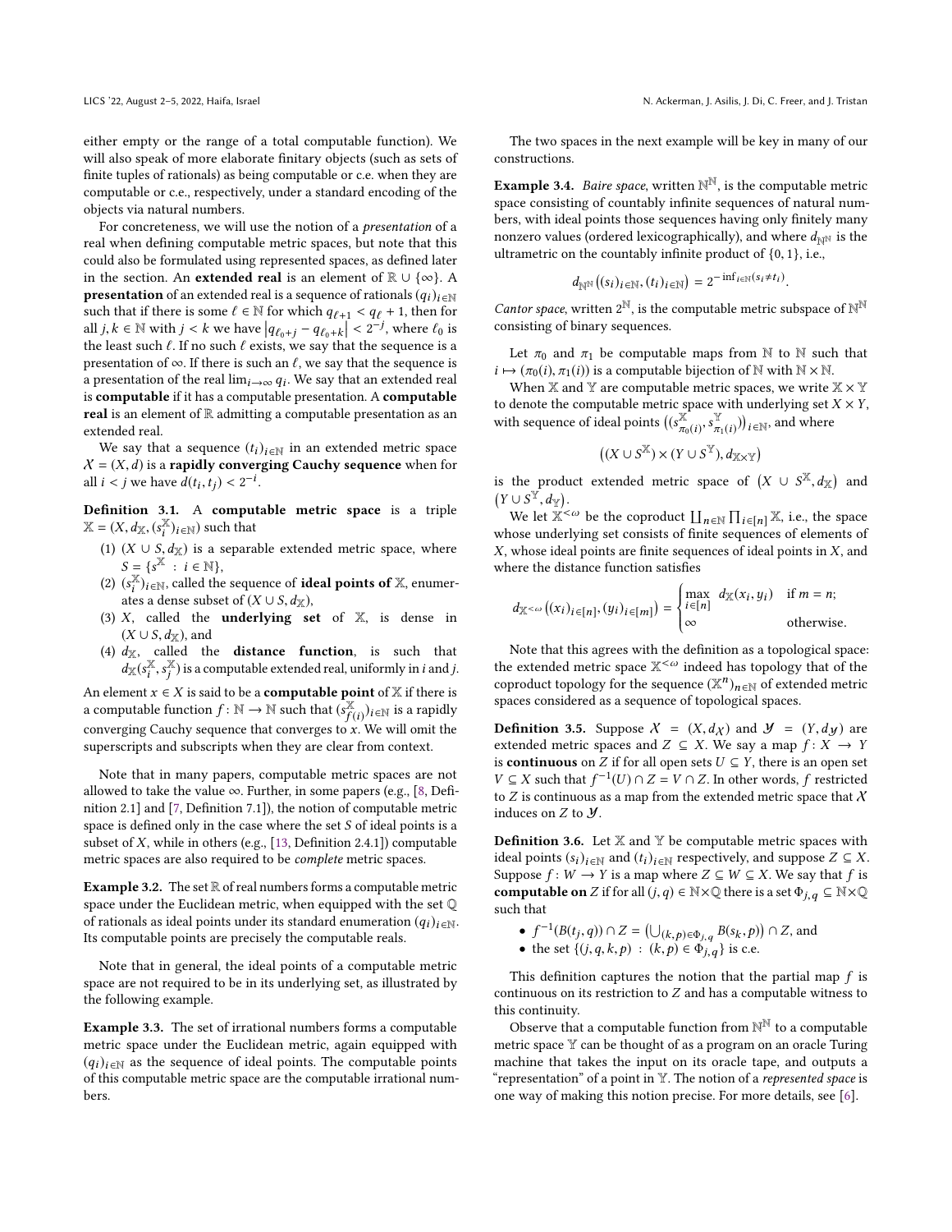either empty or the range of a total computable function). We will also speak of more elaborate finitary objects (such as sets of finite tuples of rationals) as being computable or c.e. when they are computable or c.e., respectively, under a standard encoding of the objects via natural numbers.

For concreteness, we will use the notion of a *presentation* of a real when defining computable metric spaces, but note that this could also be formulated using represented spaces, as defined later in the section. An **extended real** is an element of $\mathbb{R} \cup \{\infty\}$. A **presentation** of an extended real is a sequence of rationals $(q_i)_{i\in\mathbb{N}}$ such that if there is some $\ell \in \mathbb{N}$ for which $q_{\ell+1} < q_\ell + 1$, then for all $j, k \in \mathbb{N}$ with $j < k$ we have $\left|q_{\ell_0+j} - q_{\ell_0+k}\right| < 2^{-j}$, where $\ell_0$ is the least such $\ell$. If no such $\ell$ exists, we say that the sequence is a presentation of $\infty$. If there is such an $\ell$, we say that the sequence is a presentation of the real $\lim_{i\to\infty} q_i$. We say that an extended real is **computable** if it has a computable presentation. A **computable real** is an element of $\mathbb{R}$ admitting a computable presentation as an extended real.

We say that a sequence $(t_i)_{i\in\mathbb{N}}$ in an extended metric space $\mathcal{X} = (X, d)$ is a **rapidly converging Cauchy sequence** when for all $i < j$ we have $d(t_i, t_j) < 2^{-i}$.

**Definition 3.1.** A **computable metric space** is a triple $\mathbb{X} = (X, d_{\mathbb{X}}, (s_i^{\mathbb{X}})_{i\in\mathbb{N}})$ such that

1. $(X \cup S, d_{\mathbb{X}})$ is a separable extended metric space, where $S = \{s^{\mathbb{X}} : i \in \mathbb{N}\}$,
2. $(s_i^{\mathbb{X}})_{i\in\mathbb{N}}$, called the sequence of **ideal points of** $\mathbb{X}$, enumerates a dense subset of $(X \cup S, d_{\mathbb{X}})$,
3. $X$, called the **underlying set** of $\mathbb{X}$, is dense in $(X \cup S, d_{\mathbb{X}})$, and
4. $d_{\mathbb{X}}$, called the **distance function**, is such that $d_{\mathbb{X}}(s_i^{\mathbb{X}}, s_j^{\mathbb{X}})$ is a computable extended real, uniformly in $i$ and $j$.

An element $x \in X$ is said to be a **computable point** of $\mathbb{X}$ if there is a computable function $f : \mathbb{N} \to \mathbb{N}$ such that $(s_{f(i)}^{\mathbb{X}})_{i\in\mathbb{N}}$ is a rapidly converging Cauchy sequence that converges to $x$. We will omit the superscripts and subscripts when they are clear from context.

Note that in many papers, computable metric spaces are not allowed to take the value $\infty$. Further, in some papers (e.g., [8, Definition 2.1] and [7, Definition 7.1]), the notion of computable metric space is defined only in the case where the set $S$ of ideal points is a subset of $X$, while in others (e.g., [13, Definition 2.4.1]) computable metric spaces are also required to be *complete* metric spaces.

**Example 3.2.** The set $\mathbb{R}$ of real numbers forms a computable metric space under the Euclidean metric, when equipped with the set $\mathbb{Q}$ of rationals as ideal points under its standard enumeration $(q_i)_{i\in\mathbb{N}}$. Its computable points are precisely the computable reals.

Note that in general, the ideal points of a computable metric space are not required to be in its underlying set, as illustrated by the following example.

**Example 3.3.** The set of irrational numbers forms a computable metric space under the Euclidean metric, again equipped with $(q_i)_{i\in\mathbb{N}}$ as the sequence of ideal points. The computable points of this computable metric space are the computable irrational numbers.

The two spaces in the next example will be key in many of our constructions.

**Example 3.4.** *Baire space*, written $\mathbb{N}^{\mathbb{N}}$, is the computable metric space consisting of countably infinite sequences of natural numbers, with ideal points those sequences having only finitely many nonzero values (ordered lexicographically), and where $d_{\mathbb{N}^{\mathbb{N}}}$ is the ultrametric on the countably infinite product of $\{0, 1\}$, i.e.,

$$d_{\mathbb{N}^{\mathbb{N}}}\big((s_i)_{i\in\mathbb{N}}, (t_i)_{i\in\mathbb{N}}\big) = 2^{-\inf_{i\in\mathbb{N}}(s_i \neq t_i)}.$$

*Cantor space*, written $2^{\mathbb{N}}$, is the computable metric subspace of $\mathbb{N}^{\mathbb{N}}$ consisting of binary sequences.

Let $\pi_0$ and $\pi_1$ be computable maps from $\mathbb{N}$ to $\mathbb{N}$ such that $i \mapsto (\pi_0(i), \pi_1(i))$ is a computable bijection of $\mathbb{N}$ with $\mathbb{N} \times \mathbb{N}$.

When $\mathbb{X}$ and $\mathbb{Y}$ are computable metric spaces, we write $\mathbb{X} \times \mathbb{Y}$ to denote the computable metric space with underlying set $X \times Y$, with sequence of ideal points $\big((s_{\pi_0(i)}^{\mathbb{X}}, s_{\pi_1(i)}^{\mathbb{Y}})\big)_{i\in\mathbb{N}}$, and where

$$\big((X \cup S^{\mathbb{X}}) \times (Y \cup S^{\mathbb{Y}}), d_{\mathbb{X}\times\mathbb{Y}}\big)$$

is the product extended metric space of $\big(X \cup S^{\mathbb{X}}, d_{\mathbb{X}}\big)$ and $\big(Y \cup S^{\mathbb{Y}}, d_{\mathbb{Y}}\big)$.

We let $\mathbb{X}^{<\omega}$ be the coproduct $\coprod_{n\in\mathbb{N}} \prod_{i\in[n]} \mathbb{X}$, i.e., the space whose underlying set consists of finite sequences of elements of $X$, whose ideal points are finite sequences of ideal points in $X$, and where the distance function satisfies

$$d_{\mathbb{X}^{<\omega}}\big((x_i)_{i\in[n]}, (y_i)_{i\in[m]}\big) = \begin{cases} \max\limits_{i\in[n]} \ d_{\mathbb{X}}(x_i, y_i) & \text{if } m = n; \\ \infty & \text{otherwise.} \end{cases}$$

Note that this agrees with the definition as a topological space: the extended metric space $\mathbb{X}^{<\omega}$ indeed has topology that of the coproduct topology for the sequence $(\mathbb{X}^n)_{n\in\mathbb{N}}$ of extended metric spaces considered as a sequence of topological spaces.

**Definition 3.5.** Suppose $\mathcal{X} = (X, d_{\mathcal{X}})$ and $\mathcal{Y} = (Y, d_{\mathcal{Y}})$ are extended metric spaces and $Z \subseteq X$. We say a map $f : X \to Y$ is **continuous** on $Z$ if for all open sets $U \subseteq Y$, there is an open set $V \subseteq X$ such that $f^{-1}(U) \cap Z = V \cap Z$. In other words, $f$ restricted to $Z$ is continuous as a map from the extended metric space that $\mathcal{X}$ induces on $Z$ to $\mathcal{Y}$.

**Definition 3.6.** Let $\mathbb{X}$ and $\mathbb{Y}$ be computable metric spaces with ideal points $(s_i)_{i\in\mathbb{N}}$ and $(t_i)_{i\in\mathbb{N}}$ respectively, and suppose $Z \subseteq X$. Suppose $f : W \to Y$ is a map where $Z \subseteq W \subseteq X$. We say that $f$ is **computable on** $Z$ if for all $(j, q) \in \mathbb{N}\times\mathbb{Q}$ there is a set $\Phi_{j,q} \subseteq \mathbb{N}\times\mathbb{Q}$ such that

- $f^{-1}(B(t_j, q)) \cap Z = \big(\bigcup_{(k,p)\in\Phi_{j,q}} B(s_k, p)\big) \cap Z$, and
- the set $\{(j, q, k, p) : (k, p) \in \Phi_{j,q}\}$ is c.e.

This definition captures the notion that the partial map $f$ is continuous on its restriction to $Z$ and has a computable witness to this continuity.

Observe that a computable function from $\mathbb{N}^{\mathbb{N}}$ to a computable metric space $\mathbb{Y}$ can be thought of as a program on an oracle Turing machine that takes the input on its oracle tape, and outputs a "representation" of a point in $\mathbb{Y}$. The notion of a *represented space* is one way of making this notion precise. For more details, see [6].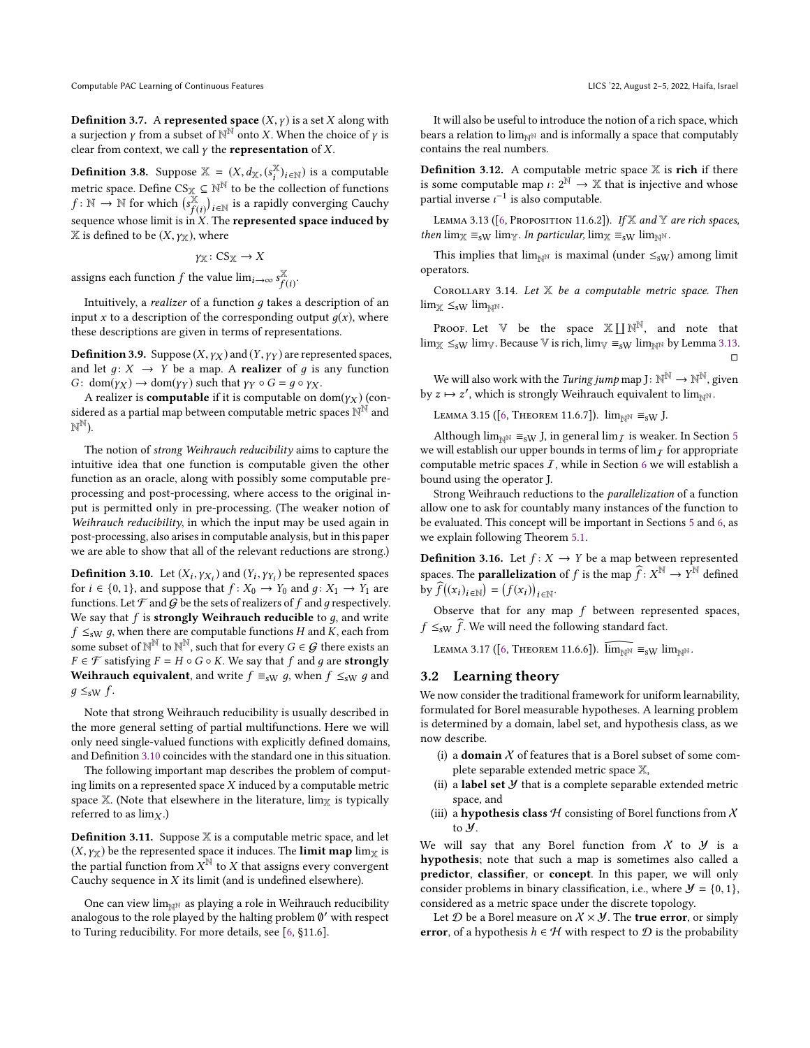**Definition 3.7.** A **represented space** $(X, \gamma)$ is a set $X$ along with a surjection $\gamma$ from a subset of $\mathbb{N}^{\mathbb{N}}$ onto $X$. When the choice of $\gamma$ is clear from context, we call $\gamma$ the **representation** of $X$.

**Definition 3.8.** Suppose $\mathbb{X} = (X, d_{\mathbb{X}}, (s_i^{\mathbb{X}})_{i \in \mathbb{N}})$ is a computable metric space. Define $\mathrm{CS}_{\mathbb{X}} \subseteq \mathbb{N}^{\mathbb{N}}$ to be the collection of functions $f : \mathbb{N} \to \mathbb{N}$ for which $\big(s_{f(i)}^{\mathbb{X}}\big)_{i \in \mathbb{N}}$ is a rapidly converging Cauchy sequence whose limit is in $X$. The **represented space induced by** $\mathbb{X}$ is defined to be $(X, \gamma_{\mathbb{X}})$, where

$$\gamma_{\mathbb{X}} : \mathrm{CS}_{\mathbb{X}} \to X$$

assigns each function $f$ the value $\lim_{i \to \infty} s_{f(i)}^{\mathbb{X}}$.

Intuitively, a *realizer* of a function $g$ takes a description of an input $x$ to a description of the corresponding output $g(x)$, where these descriptions are given in terms of representations.

**Definition 3.9.** Suppose $(X, \gamma_X)$ and $(Y, \gamma_Y)$ are represented spaces, and let $g : X \to Y$ be a map. A **realizer** of $g$ is any function $G : \mathrm{dom}(\gamma_X) \to \mathrm{dom}(\gamma_Y)$ such that $\gamma_Y \circ G = g \circ \gamma_X$.

A realizer is **computable** if it is computable on $\mathrm{dom}(\gamma_X)$ (considered as a partial map between computable metric spaces $\mathbb{N}^{\mathbb{N}}$ and $\mathbb{N}^{\mathbb{N}}$).

The notion of *strong Weihrauch reducibility* aims to capture the intuitive idea that one function is computable given the other function as an oracle, along with possibly some computable pre-processing and post-processing, where access to the original input is permitted only in pre-processing. (The weaker notion of *Weihrauch reducibility*, in which the input may be used again in post-processing, also arises in computable analysis, but in this paper we are able to show that all of the relevant reductions are strong.)

**Definition 3.10.** Let $(X_i, \gamma_{X_i})$ and $(Y_i, \gamma_{Y_i})$ be represented spaces for $i \in \{0, 1\}$, and suppose that $f : X_0 \to Y_0$ and $g : X_1 \to Y_1$ are functions. Let $\mathcal{F}$ and $\mathcal{G}$ be the sets of realizers of $f$ and $g$ respectively. We say that $f$ is **strongly Weihrauch reducible** to $g$, and write $f \leq_{\mathrm{sW}} g$, when there are computable functions $H$ and $K$, each from some subset of $\mathbb{N}^{\mathbb{N}}$ to $\mathbb{N}^{\mathbb{N}}$, such that for every $G \in \mathcal{G}$ there exists an $F \in \mathcal{F}$ satisfying $F = H \circ G \circ K$. We say that $f$ and $g$ are **strongly Weihrauch equivalent**, and write $f \equiv_{\mathrm{sW}} g$, when $f \leq_{\mathrm{sW}} g$ and $g \leq_{\mathrm{sW}} f$.

Note that strong Weihrauch reducibility is usually described in the more general setting of partial multifunctions. Here we will only need single-valued functions with explicitly defined domains, and Definition 3.10 coincides with the standard one in this situation.

The following important map describes the problem of computing limits on a represented space $X$ induced by a computable metric space $\mathbb{X}$. (Note that elsewhere in the literature, $\lim_{\mathbb{X}}$ is typically referred to as $\lim_X$.)

**Definition 3.11.** Suppose $\mathbb{X}$ is a computable metric space, and let $(X, \gamma_{\mathbb{X}})$ be the represented space it induces. The **limit map** $\lim_{\mathbb{X}}$ is the partial function from $X^{\mathbb{N}}$ to $X$ that assigns every convergent Cauchy sequence in $X$ its limit (and is undefined elsewhere).

One can view $\lim_{\mathbb{N}^{\mathbb{N}}}$ as playing a role in Weihrauch reducibility analogous to the role played by the halting problem $\emptyset'$ with respect to Turing reducibility. For more details, see [6, §11.6].

It will also be useful to introduce the notion of a rich space, which bears a relation to $\lim_{\mathbb{N}^{\mathbb{N}}}$ and is informally a space that computably contains the real numbers.

**Definition 3.12.** A computable metric space $\mathbb{X}$ is **rich** if there is some computable map $\iota : 2^{\mathbb{N}} \to \mathbb{X}$ that is injective and whose partial inverse $\iota^{-1}$ is also computable.

Lemma 3.13 ([6, Proposition 11.6.2]). *If $\mathbb{X}$ and $\mathbb{Y}$ are rich spaces, then $\lim_{\mathbb{X}} \equiv_{\mathrm{sW}} \lim_{\mathbb{Y}}$. In particular, $\lim_{\mathbb{X}} \equiv_{\mathrm{sW}} \lim_{\mathbb{N}^{\mathbb{N}}}$.*

This implies that $\lim_{\mathbb{N}^{\mathbb{N}}}$ is maximal (under $\leq_{\mathrm{sW}}$) among limit operators.

Corollary 3.14. *Let $\mathbb{X}$ be a computable metric space. Then $\lim_{\mathbb{X}} \leq_{\mathrm{sW}} \lim_{\mathbb{N}^{\mathbb{N}}}$.*

Proof. Let $\mathbb{V}$ be the space $\mathbb{X} \coprod \mathbb{N}^{\mathbb{N}}$, and note that $\lim_{\mathbb{X}} \leq_{\mathrm{sW}} \lim_{\mathbb{V}}$. Because $\mathbb{V}$ is rich, $\lim_{\mathbb{V}} \equiv_{\mathrm{sW}} \lim_{\mathbb{N}^{\mathbb{N}}}$ by Lemma 3.13. □

We will also work with the *Turing jump* map $\mathrm{J} : \mathbb{N}^{\mathbb{N}} \to \mathbb{N}^{\mathbb{N}}$, given by $z \mapsto z'$, which is strongly Weihrauch equivalent to $\lim_{\mathbb{N}^{\mathbb{N}}}$.

Lemma 3.15 ([6, Theorem 11.6.7]). $\lim_{\mathbb{N}^{\mathbb{N}}} \equiv_{\mathrm{sW}} \mathrm{J}$.

Although $\lim_{\mathbb{N}^{\mathbb{N}}} \equiv_{\mathrm{sW}} \mathrm{J}$, in general $\lim_{\mathcal{I}}$ is weaker. In Section 5 we will establish our upper bounds in terms of $\lim_{\mathcal{I}}$ for appropriate computable metric spaces $\mathcal{I}$, while in Section 6 we will establish a bound using the operator J.

Strong Weihrauch reductions to the *parallelization* of a function allow one to ask for countably many instances of the function to be evaluated. This concept will be important in Sections 5 and 6, as we explain following Theorem 5.1.

**Definition 3.16.** Let $f : X \to Y$ be a map between represented spaces. The **parallelization** of $f$ is the map $\widehat{f} : X^{\mathbb{N}} \to Y^{\mathbb{N}}$ defined by $\widehat{f}\big((x_i)_{i \in \mathbb{N}}\big) = \big(f(x_i)\big)_{i \in \mathbb{N}}$.

Observe that for any map $f$ between represented spaces, $f \leq_{\mathrm{sW}} \widehat{f}$. We will need the following standard fact.

Lemma 3.17 ([6, Theorem 11.6.6]). $\widehat{\lim_{\mathbb{N}^{\mathbb{N}}}} \equiv_{\mathrm{sW}} \lim_{\mathbb{N}^{\mathbb{N}}}$.

## 3.2 Learning theory

We now consider the traditional framework for uniform learnability, formulated for Borel measurable hypotheses. A learning problem is determined by a domain, label set, and hypothesis class, as we now describe.

(i) a **domain** $\mathcal{X}$ of features that is a Borel subset of some complete separable extended metric space $\mathbb{X}$,
(ii) a **label set** $\mathcal{Y}$ that is a complete separable extended metric space, and
(iii) a **hypothesis class** $\mathcal{H}$ consisting of Borel functions from $\mathcal{X}$ to $\mathcal{Y}$.

We will say that any Borel function from $\mathcal{X}$ to $\mathcal{Y}$ is a **hypothesis**; note that such a map is sometimes also called a **predictor**, **classifier**, or **concept**. In this paper, we will only consider problems in binary classification, i.e., where $\mathcal{Y} = \{0, 1\}$, considered as a metric space under the discrete topology.

Let $\mathcal{D}$ be a Borel measure on $\mathcal{X} \times \mathcal{Y}$. The **true error**, or simply **error**, of a hypothesis $h \in \mathcal{H}$ with respect to $\mathcal{D}$ is the probability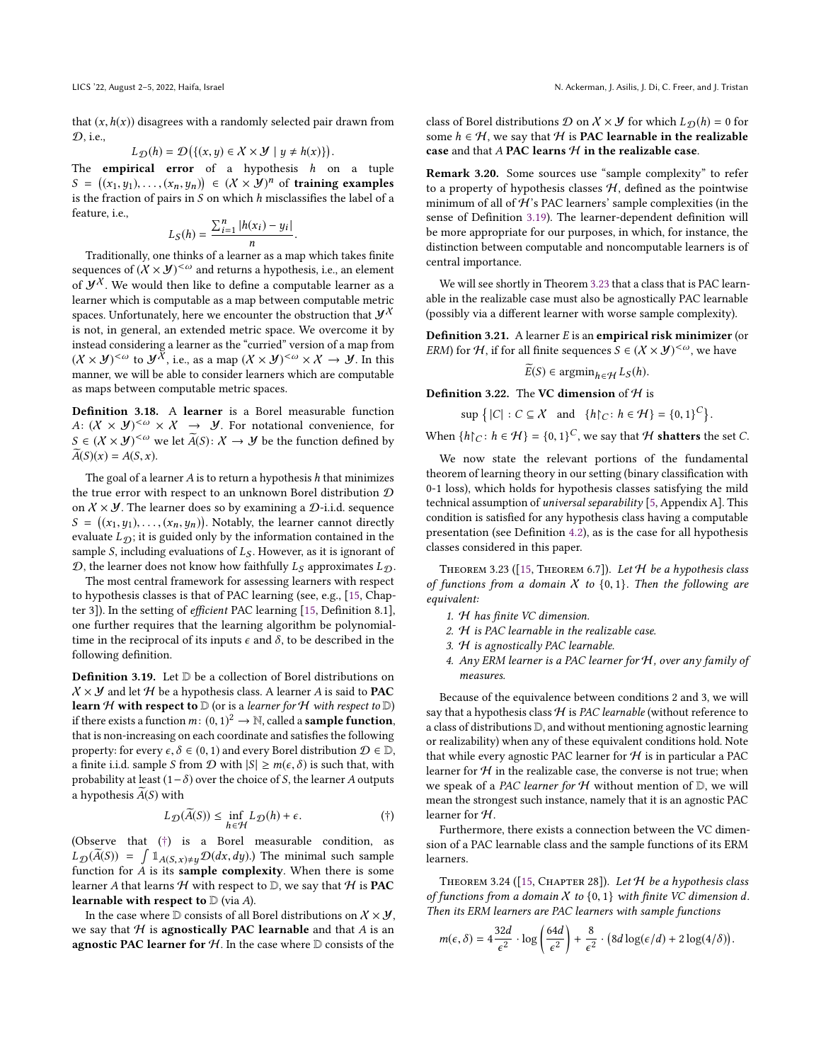that $(x, h(x))$ disagrees with a randomly selected pair drawn from $\mathcal{D}$, i.e.,

$$L_{\mathcal{D}}(h) = \mathcal{D}\big(\{(x, y) \in \mathcal{X} \times \mathcal{Y} \mid y \neq h(x)\}\big).$$

The **empirical error** of a hypothesis $h$ on a tuple $S = \big((x_1, y_1), \dots, (x_n, y_n)\big) \in (\mathcal{X} \times \mathcal{Y})^n$ of **training examples** is the fraction of pairs in $S$ on which $h$ misclassifies the label of a feature, i.e.,

$$L_S(h) = \frac{\sum_{i=1}^n |h(x_i) - y_i|}{n}.$$

Traditionally, one thinks of a learner as a map which takes finite sequences of $(\mathcal{X} \times \mathcal{Y})^{<\omega}$ and returns a hypothesis, i.e., an element of $\mathcal{Y}^{\mathcal{X}}$. We would then like to define a computable learner as a learner which is computable as a map between computable metric spaces. Unfortunately, here we encounter the obstruction that $\mathcal{Y}^{\mathcal{X}}$ is not, in general, an extended metric space. We overcome it by instead considering a learner as the "curried" version of a map from $(\mathcal{X} \times \mathcal{Y})^{<\omega}$ to $\mathcal{Y}^{\mathcal{X}}$, i.e., as a map $(\mathcal{X} \times \mathcal{Y})^{<\omega} \times \mathcal{X} \to \mathcal{Y}$. In this manner, we will be able to consider learners which are computable as maps between computable metric spaces.

**Definition 3.18.** A **learner** is a Borel measurable function $A\colon (\mathcal{X} \times \mathcal{Y})^{<\omega} \times \mathcal{X} \to \mathcal{Y}$. For notational convenience, for $S \in (\mathcal{X} \times \mathcal{Y})^{<\omega}$ we let $\widetilde{A}(S)\colon \mathcal{X} \to \mathcal{Y}$ be the function defined by $\widetilde{A}(S)(x) = A(S, x)$.

The goal of a learner $A$ is to return a hypothesis $h$ that minimizes the true error with respect to an unknown Borel distribution $\mathcal{D}$ on $\mathcal{X} \times \mathcal{Y}$. The learner does so by examining a $\mathcal{D}$-i.i.d. sequence $S = \big((x_1, y_1), \dots, (x_n, y_n)\big)$. Notably, the learner cannot directly evaluate $L_{\mathcal{D}}$; it is guided only by the information contained in the sample $S$, including evaluations of $L_S$. However, as it is ignorant of $\mathcal{D}$, the learner does not know how faithfully $L_S$ approximates $L_{\mathcal{D}}$.

The most central framework for assessing learners with respect to hypothesis classes is that of PAC learning (see, e.g., [15, Chapter 3]). In the setting of *efficient* PAC learning [15, Definition 8.1], one further requires that the learning algorithm be polynomial-time in the reciprocal of its inputs $\epsilon$ and $\delta$, to be described in the following definition.

**Definition 3.19.** Let $\mathbb{D}$ be a collection of Borel distributions on $\mathcal{X} \times \mathcal{Y}$ and let $\mathcal{H}$ be a hypothesis class. A learner $A$ is said to **PAC learn $\mathcal{H}$ with respect to** $\mathbb{D}$ (or is a *learner for $\mathcal{H}$ with respect to* $\mathbb{D}$) if there exists a function $m\colon (0, 1)^2 \to \mathbb{N}$, called a **sample function**, that is non-increasing on each coordinate and satisfies the following property: for every $\epsilon, \delta \in (0, 1)$ and every Borel distribution $\mathcal{D} \in \mathbb{D}$, a finite i.i.d. sample $S$ from $\mathcal{D}$ with $|S| \geq m(\epsilon, \delta)$ is such that, with probability at least $(1-\delta)$ over the choice of $S$, the learner $A$ outputs a hypothesis $\widetilde{A}(S)$ with

$$L_{\mathcal{D}}(\widetilde{A}(S)) \leq \inf_{h \in \mathcal{H}} L_{\mathcal{D}}(h) + \epsilon. \qquad (\dagger)$$

(Observe that ($\dagger$) is a Borel measurable condition, as $L_{\mathcal{D}}(\widetilde{A}(S)) = \int \mathbb{1}_{A(S,x) \neq y} \mathcal{D}(dx, dy)$.) The minimal such sample function for $A$ is its **sample complexity**. When there is some learner $A$ that learns $\mathcal{H}$ with respect to $\mathbb{D}$, we say that $\mathcal{H}$ is **PAC learnable with respect to** $\mathbb{D}$ (via $A$).

In the case where $\mathbb{D}$ consists of all Borel distributions on $\mathcal{X} \times \mathcal{Y}$, we say that $\mathcal{H}$ is **agnostically PAC learnable** and that $A$ is an **agnostic PAC learner for** $\mathcal{H}$. In the case where $\mathbb{D}$ consists of the class of Borel distributions $\mathcal{D}$ on $\mathcal{X} \times \mathcal{Y}$ for which $L_{\mathcal{D}}(h) = 0$ for some $h \in \mathcal{H}$, we say that $\mathcal{H}$ is **PAC learnable in the realizable case** and that $A$ **PAC learns $\mathcal{H}$ in the realizable case**.

**Remark 3.20.** Some sources use "sample complexity" to refer to a property of hypothesis classes $\mathcal{H}$, defined as the pointwise minimum of all of $\mathcal{H}$'s PAC learners' sample complexities (in the sense of Definition 3.19). The learner-dependent definition will be more appropriate for our purposes, in which, for instance, the distinction between computable and noncomputable learners is of central importance.

We will see shortly in Theorem 3.23 that a class that is PAC learnable in the realizable case must also be agnostically PAC learnable (possibly via a different learner with worse sample complexity).

**Definition 3.21.** A learner $E$ is an **empirical risk minimizer** (or *ERM*) for $\mathcal{H}$, if for all finite sequences $S \in (\mathcal{X} \times \mathcal{Y})^{<\omega}$, we have

$$\widetilde{E}(S) \in \operatorname{argmin}_{h \in \mathcal{H}} L_S(h).$$

**Definition 3.22.** The **VC dimension** of $\mathcal{H}$ is

$$\sup \big\{ |C| : C \subseteq \mathcal{X} \quad \text{and} \quad \{h{\restriction}_C : h \in \mathcal{H}\} = \{0, 1\}^C \big\}.$$

When $\{h{\restriction}_C : h \in \mathcal{H}\} = \{0, 1\}^C$, we say that $\mathcal{H}$ **shatters** the set $C$.

We now state the relevant portions of the fundamental theorem of learning theory in our setting (binary classification with 0-1 loss), which holds for hypothesis classes satisfying the mild technical assumption of *universal separability* [5, Appendix A]. This condition is satisfied for any hypothesis class having a computable presentation (see Definition 4.2), as is the case for all hypothesis classes considered in this paper.

Theorem 3.23 ([15, Theorem 6.7]). *Let $\mathcal{H}$ be a hypothesis class of functions from a domain $\mathcal{X}$ to $\{0, 1\}$. Then the following are equivalent:*

1. *$\mathcal{H}$ has finite VC dimension.*
2. *$\mathcal{H}$ is PAC learnable in the realizable case.*
3. *$\mathcal{H}$ is agnostically PAC learnable.*
4. *Any ERM learner is a PAC learner for $\mathcal{H}$, over any family of measures.*

Because of the equivalence between conditions 2 and 3, we will say that a hypothesis class $\mathcal{H}$ is *PAC learnable* (without reference to a class of distributions $\mathbb{D}$, and without mentioning agnostic learning or realizability) when any of these equivalent conditions hold. Note that while every agnostic PAC learner for $\mathcal{H}$ is in particular a PAC learner for $\mathcal{H}$ in the realizable case, the converse is not true; when we speak of a *PAC learner for $\mathcal{H}$* without mention of $\mathbb{D}$, we will mean the strongest such instance, namely that it is an agnostic PAC learner for $\mathcal{H}$.

Furthermore, there exists a connection between the VC dimension of a PAC learnable class and the sample functions of its ERM learners.

Theorem 3.24 ([15, Chapter 28]). *Let $\mathcal{H}$ be a hypothesis class of functions from a domain $\mathcal{X}$ to $\{0, 1\}$ with finite VC dimension $d$. Then its ERM learners are PAC learners with sample functions*

$$m(\epsilon, \delta) = 4\frac{32d}{\epsilon^2} \cdot \log\left(\frac{64d}{\epsilon^2}\right) + \frac{8}{\epsilon^2} \cdot \big(8d \log(\epsilon/d) + 2\log(4/\delta)\big).$$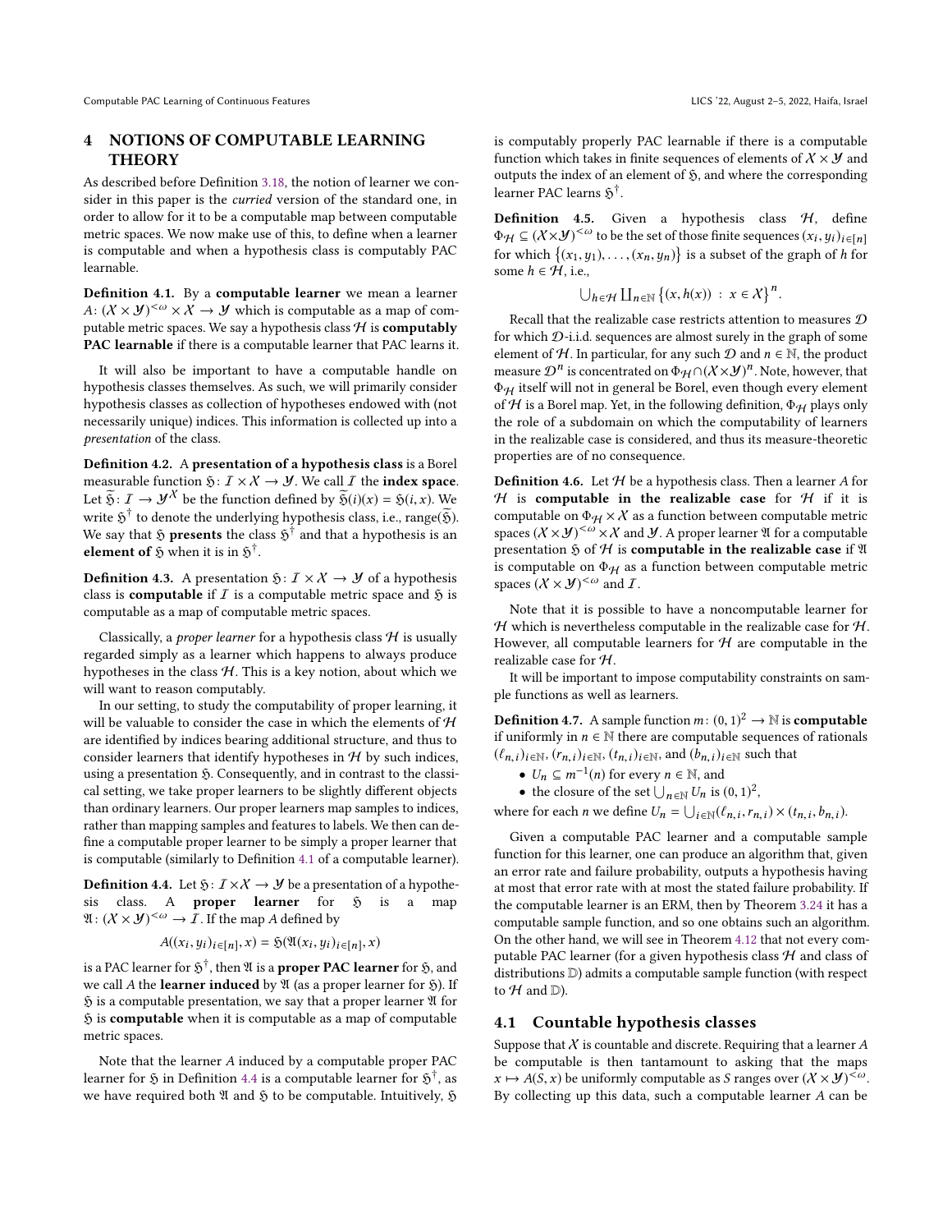## 4 NOTIONS OF COMPUTABLE LEARNING THEORY

As described before Definition 3.18, the notion of learner we consider in this paper is the *curried* version of the standard one, in order to allow for it to be a computable map between computable metric spaces. We now make use of this, to define when a learner is computable and when a hypothesis class is computably PAC learnable.

**Definition 4.1.** By a **computable learner** we mean a learner $A\colon (\mathcal{X}\times\mathcal{Y})^{<\omega}\times\mathcal{X}\to\mathcal{Y}$ which is computable as a map of computable metric spaces. We say a hypothesis class $\mathcal{H}$ is **computably PAC learnable** if there is a computable learner that PAC learns it.

It will also be important to have a computable handle on hypothesis classes themselves. As such, we will primarily consider hypothesis classes as collection of hypotheses endowed with (not necessarily unique) indices. This information is collected up into a *presentation* of the class.

**Definition 4.2.** A **presentation of a hypothesis class** is a Borel measurable function $\mathfrak{H}\colon \mathcal{I}\times\mathcal{X}\to\mathcal{Y}$. We call $\mathcal{I}$ the **index space**. Let $\widetilde{\mathfrak{H}}\colon \mathcal{I}\to\mathcal{Y}^{\mathcal{X}}$ be the function defined by $\widetilde{\mathfrak{H}}(i)(x)=\mathfrak{H}(i,x)$. We write $\mathfrak{H}^\dagger$ to denote the underlying hypothesis class, i.e., range($\widetilde{\mathfrak{H}}$). We say that $\mathfrak{H}$ **presents** the class $\mathfrak{H}^\dagger$ and that a hypothesis is an **element of** $\mathfrak{H}$ when it is in $\mathfrak{H}^\dagger$.

**Definition 4.3.** A presentation $\mathfrak{H}\colon \mathcal{I}\times\mathcal{X}\to\mathcal{Y}$ of a hypothesis class is **computable** if $\mathcal{I}$ is a computable metric space and $\mathfrak{H}$ is computable as a map of computable metric spaces.

Classically, a *proper learner* for a hypothesis class $\mathcal{H}$ is usually regarded simply as a learner which happens to always produce hypotheses in the class $\mathcal{H}$. This is a key notion, about which we will want to reason computably.

In our setting, to study the computability of proper learning, it will be valuable to consider the case in which the elements of $\mathcal{H}$ are identified by indices bearing additional structure, and thus to consider learners that identify hypotheses in $\mathcal{H}$ by such indices, using a presentation $\mathfrak{H}$. Consequently, and in contrast to the classical setting, we take proper learners to be slightly different objects than ordinary learners. Our proper learners map samples to indices, rather than mapping samples and features to labels. We then can define a computable proper learner to be simply a proper learner that is computable (similarly to Definition 4.1 of a computable learner).

**Definition 4.4.** Let $\mathfrak{H}\colon \mathcal{I}\times\mathcal{X}\to\mathcal{Y}$ be a presentation of a hypothesis class. A **proper learner** for $\mathfrak{H}$ is a map $\mathfrak{A}\colon (\mathcal{X}\times\mathcal{Y})^{<\omega}\to\mathcal{I}$. If the map $A$ defined by

$$A((x_i,y_i)_{i\in[n]},x)=\mathfrak{H}(\mathfrak{A}(x_i,y_i)_{i\in[n]},x)$$

is a PAC learner for $\mathfrak{H}^\dagger$, then $\mathfrak{A}$ is a **proper PAC learner** for $\mathfrak{H}$, and we call $A$ the **learner induced** by $\mathfrak{A}$ (as a proper learner for $\mathfrak{H}$). If $\mathfrak{H}$ is a computable presentation, we say that a proper learner $\mathfrak{A}$ for $\mathfrak{H}$ is **computable** when it is computable as a map of computable metric spaces.

Note that the learner $A$ induced by a computable proper PAC learner for $\mathfrak{H}$ in Definition 4.4 is a computable learner for $\mathfrak{H}^\dagger$, as we have required both $\mathfrak{A}$ and $\mathfrak{H}$ to be computable. Intuitively, $\mathfrak{H}$ is computably properly PAC learnable if there is a computable function which takes in finite sequences of elements of $\mathcal{X}\times\mathcal{Y}$ and outputs the index of an element of $\mathfrak{H}$, and where the corresponding learner PAC learns $\mathfrak{H}^\dagger$.

**Definition 4.5.** Given a hypothesis class $\mathcal{H}$, define $\Phi_{\mathcal{H}}\subseteq(\mathcal{X}\times\mathcal{Y})^{<\omega}$ to be the set of those finite sequences $(x_i,y_i)_{i\in[n]}$ for which $\{(x_1,y_1),\dots,(x_n,y_n)\}$ is a subset of the graph of $h$ for some $h\in\mathcal{H}$, i.e.,

$$\bigcup_{h\in\mathcal{H}}\coprod_{n\in\mathbb{N}}\{(x,h(x))\ :\ x\in\mathcal{X}\}^n.$$

Recall that the realizable case restricts attention to measures $\mathcal{D}$ for which $\mathcal{D}$-i.i.d. sequences are almost surely in the graph of some element of $\mathcal{H}$. In particular, for any such $\mathcal{D}$ and $n\in\mathbb{N}$, the product measure $\mathcal{D}^n$ is concentrated on $\Phi_{\mathcal{H}}\cap(\mathcal{X}\times\mathcal{Y})^n$. Note, however, that $\Phi_{\mathcal{H}}$ itself will not in general be Borel, even though every element of $\mathcal{H}$ is a Borel map. Yet, in the following definition, $\Phi_{\mathcal{H}}$ plays only the role of a subdomain on which the computability of learners in the realizable case is considered, and thus its measure-theoretic properties are of no consequence.

**Definition 4.6.** Let $\mathcal{H}$ be a hypothesis class. Then a learner $A$ for $\mathcal{H}$ is **computable in the realizable case** for $\mathcal{H}$ if it is computable on $\Phi_{\mathcal{H}}\times\mathcal{X}$ as a function between computable metric spaces $(\mathcal{X}\times\mathcal{Y})^{<\omega}\times\mathcal{X}$ and $\mathcal{Y}$. A proper learner $\mathfrak{A}$ for a computable presentation $\mathfrak{H}$ of $\mathcal{H}$ is **computable in the realizable case** if $\mathfrak{A}$ is computable on $\Phi_{\mathcal{H}}$ as a function between computable metric spaces $(\mathcal{X}\times\mathcal{Y})^{<\omega}$ and $\mathcal{I}$.

Note that it is possible to have a noncomputable learner for $\mathcal{H}$ which is nevertheless computable in the realizable case for $\mathcal{H}$. However, all computable learners for $\mathcal{H}$ are computable in the realizable case for $\mathcal{H}$.

It will be important to impose computability constraints on sample functions as well as learners.

**Definition 4.7.** A sample function $m\colon (0,1)^2\to\mathbb{N}$ is **computable** if uniformly in $n\in\mathbb{N}$ there are computable sequences of rationals $(\ell_{n,i})_{i\in\mathbb{N}}$, $(r_{n,i})_{i\in\mathbb{N}}$, $(t_{n,i})_{i\in\mathbb{N}}$, and $(b_{n,i})_{i\in\mathbb{N}}$ such that

- $U_n\subseteq m^{-1}(n)$ for every $n\in\mathbb{N}$, and
- the closure of the set $\bigcup_{n\in\mathbb{N}}U_n$ is $(0,1)^2$,

where for each $n$ we define $U_n=\bigcup_{i\in\mathbb{N}}(\ell_{n,i},r_{n,i})\times(t_{n,i},b_{n,i})$.

Given a computable PAC learner and a computable sample function for this learner, one can produce an algorithm that, given an error rate and failure probability, outputs a hypothesis having at most that error rate with at most the stated failure probability. If the computable learner is an ERM, then by Theorem 3.24 it has a computable sample function, and so one obtains such an algorithm. On the other hand, we will see in Theorem 4.12 that not every computable PAC learner (for a given hypothesis class $\mathcal{H}$ and class of distributions $\mathbb{D}$) admits a computable sample function (with respect to $\mathcal{H}$ and $\mathbb{D}$).

### 4.1 Countable hypothesis classes

Suppose that $\mathcal{X}$ is countable and discrete. Requiring that a learner $A$ be computable is then tantamount to asking that the maps $x\mapsto A(S,x)$ be uniformly computable as $S$ ranges over $(\mathcal{X}\times\mathcal{Y})^{<\omega}$. By collecting up this data, such a computable learner $A$ can be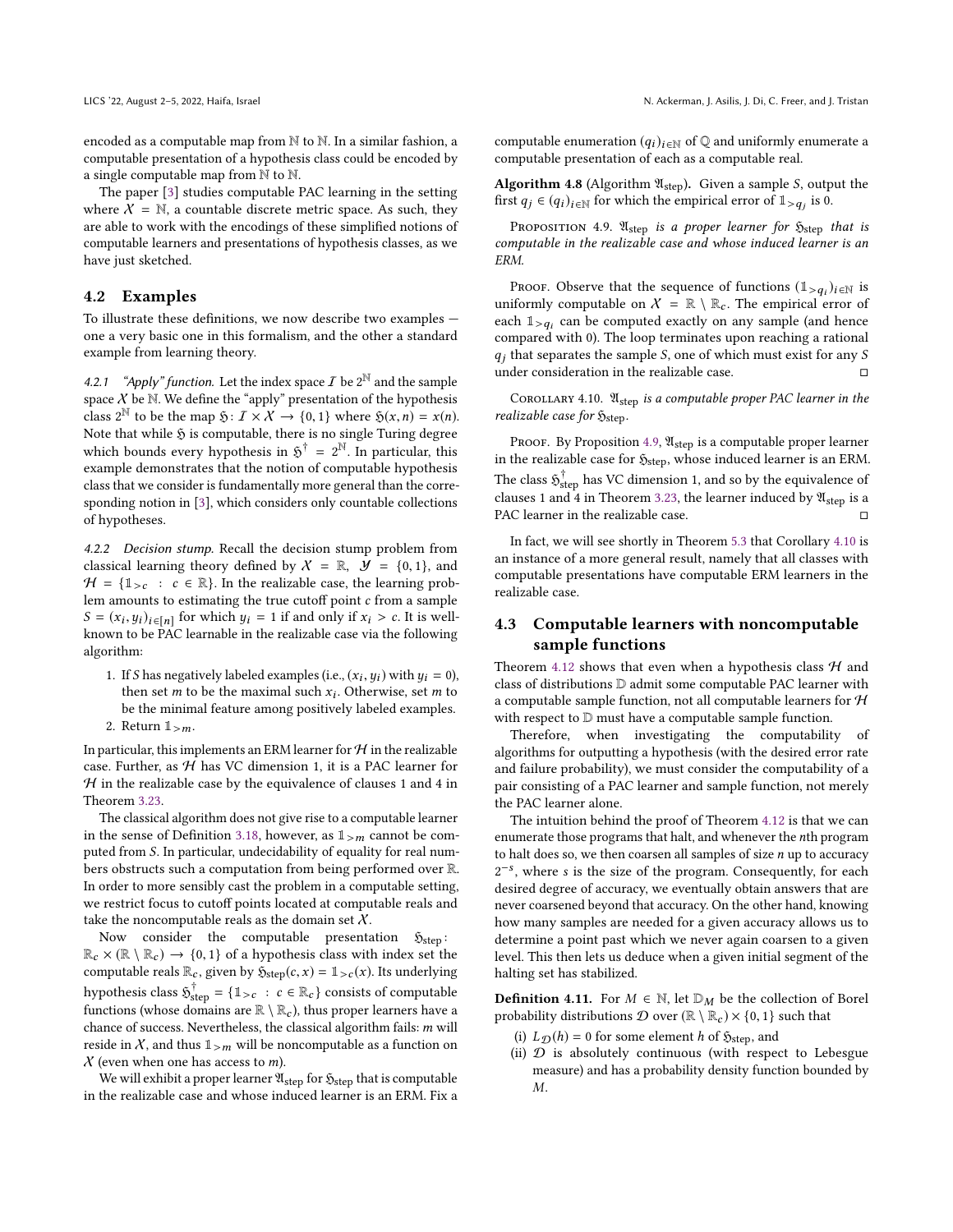encoded as a computable map from $\mathbb{N}$ to $\mathbb{N}$. In a similar fashion, a computable presentation of a hypothesis class could be encoded by a single computable map from $\mathbb{N}$ to $\mathbb{N}$.

The paper [3] studies computable PAC learning in the setting where $\mathcal{X} = \mathbb{N}$, a countable discrete metric space. As such, they are able to work with the encodings of these simplified notions of computable learners and presentations of hypothesis classes, as we have just sketched.

## 4.2 Examples

To illustrate these definitions, we now describe two examples — one a very basic one in this formalism, and the other a standard example from learning theory.

*4.2.1 "Apply" function.* Let the index space $\mathcal{I}$ be $2^{\mathbb{N}}$ and the sample space $\mathcal{X}$ be $\mathbb{N}$. We define the "apply" presentation of the hypothesis class $2^{\mathbb{N}}$ to be the map $\mathfrak{H}\colon \mathcal{I} \times \mathcal{X} \to \{0, 1\}$ where $\mathfrak{H}(x, n) = x(n)$. Note that while $\mathfrak{H}$ is computable, there is no single Turing degree which bounds every hypothesis in $\mathfrak{H}^{\dagger} = 2^{\mathbb{N}}$. In particular, this example demonstrates that the notion of computable hypothesis class that we consider is fundamentally more general than the corresponding notion in [3], which considers only countable collections of hypotheses.

*4.2.2 Decision stump.* Recall the decision stump problem from classical learning theory defined by $\mathcal{X} = \mathbb{R}$, $\mathcal{Y} = \{0, 1\}$, and $\mathcal{H} = \{\mathbb{1}_{>c} \ : \ c \in \mathbb{R}\}$. In the realizable case, the learning problem amounts to estimating the true cutoff point $c$ from a sample $S = (x_i, y_i)_{i \in [n]}$ for which $y_i = 1$ if and only if $x_i > c$. It is well-known to be PAC learnable in the realizable case via the following algorithm:

1. If $S$ has negatively labeled examples (i.e., $(x_i, y_i)$ with $y_i = 0$), then set $m$ to be the maximal such $x_i$. Otherwise, set $m$ to be the minimal feature among positively labeled examples.
2. Return $\mathbb{1}_{>m}$.

In particular, this implements an ERM learner for $\mathcal{H}$ in the realizable case. Further, as $\mathcal{H}$ has VC dimension 1, it is a PAC learner for $\mathcal{H}$ in the realizable case by the equivalence of clauses 1 and 4 in Theorem 3.23.

The classical algorithm does not give rise to a computable learner in the sense of Definition 3.18, however, as $\mathbb{1}_{>m}$ cannot be computed from $S$. In particular, undecidability of equality for real numbers obstructs such a computation from being performed over $\mathbb{R}$. In order to more sensibly cast the problem in a computable setting, we restrict focus to cutoff points located at computable reals and take the noncomputable reals as the domain set $\mathcal{X}$.

Now consider the computable presentation $\mathfrak{H}_{\text{step}}\colon \mathbb{R}_c \times (\mathbb{R} \setminus \mathbb{R}_c) \to \{0, 1\}$ of a hypothesis class with index set the computable reals $\mathbb{R}_c$, given by $\mathfrak{H}_{\text{step}}(c, x) = \mathbb{1}_{>c}(x)$. Its underlying hypothesis class $\mathfrak{H}^{\dagger}_{\text{step}} = \{\mathbb{1}_{>c} \ : \ c \in \mathbb{R}_c\}$ consists of computable functions (whose domains are $\mathbb{R} \setminus \mathbb{R}_c$), thus proper learners have a chance of success. Nevertheless, the classical algorithm fails: $m$ will reside in $\mathcal{X}$, and thus $\mathbb{1}_{>m}$ will be noncomputable as a function on $\mathcal{X}$ (even when one has access to $m$).

We will exhibit a proper learner $\mathfrak{A}_{\text{step}}$ for $\mathfrak{H}_{\text{step}}$ that is computable in the realizable case and whose induced learner is an ERM. Fix a computable enumeration $(q_i)_{i \in \mathbb{N}}$ of $\mathbb{Q}$ and uniformly enumerate a computable presentation of each as a computable real.

**Algorithm 4.8** (Algorithm $\mathfrak{A}_{\text{step}}$). Given a sample $S$, output the first $q_j \in (q_i)_{i \in \mathbb{N}}$ for which the empirical error of $\mathbb{1}_{>q_j}$ is 0.

Proposition 4.9. *$\mathfrak{A}_{\text{step}}$ is a proper learner for $\mathfrak{H}_{\text{step}}$ that is computable in the realizable case and whose induced learner is an ERM.*

Proof. Observe that the sequence of functions $(\mathbb{1}_{>q_i})_{i \in \mathbb{N}}$ is uniformly computable on $\mathcal{X} = \mathbb{R} \setminus \mathbb{R}_c$. The empirical error of each $\mathbb{1}_{>q_i}$ can be computed exactly on any sample (and hence compared with 0). The loop terminates upon reaching a rational $q_j$ that separates the sample $S$, one of which must exist for any $S$ under consideration in the realizable case. □

Corollary 4.10. *$\mathfrak{A}_{\text{step}}$ is a computable proper PAC learner in the realizable case for $\mathfrak{H}_{\text{step}}$.*

Proof. By Proposition 4.9, $\mathfrak{A}_{\text{step}}$ is a computable proper learner in the realizable case for $\mathfrak{H}_{\text{step}}$, whose induced learner is an ERM. The class $\mathfrak{H}^{\dagger}_{\text{step}}$ has VC dimension 1, and so by the equivalence of clauses 1 and 4 in Theorem 3.23, the learner induced by $\mathfrak{A}_{\text{step}}$ is a PAC learner in the realizable case. □

In fact, we will see shortly in Theorem 5.3 that Corollary 4.10 is an instance of a more general result, namely that all classes with computable presentations have computable ERM learners in the realizable case.

## 4.3 Computable learners with noncomputable sample functions

Theorem 4.12 shows that even when a hypothesis class $\mathcal{H}$ and class of distributions $\mathbb{D}$ admit some computable PAC learner with a computable sample function, not all computable learners for $\mathcal{H}$ with respect to $\mathbb{D}$ must have a computable sample function.

Therefore, when investigating the computability of algorithms for outputting a hypothesis (with the desired error rate and failure probability), we must consider the computability of a pair consisting of a PAC learner and sample function, not merely the PAC learner alone.

The intuition behind the proof of Theorem 4.12 is that we can enumerate those programs that halt, and whenever the $n$th program to halt does so, we then coarsen all samples of size $n$ up to accuracy $2^{-s}$, where $s$ is the size of the program. Consequently, for each desired degree of accuracy, we eventually obtain answers that are never coarsened beyond that accuracy. On the other hand, knowing how many samples are needed for a given accuracy allows us to determine a point past which we never again coarsen to a given level. This then lets us deduce when a given initial segment of the halting set has stabilized.

**Definition 4.11.** For $M \in \mathbb{N}$, let $\mathbb{D}_M$ be the collection of Borel probability distributions $\mathcal{D}$ over $(\mathbb{R} \setminus \mathbb{R}_c) \times \{0, 1\}$ such that

(i) $L_{\mathcal{D}}(h) = 0$ for some element $h$ of $\mathfrak{H}_{\text{step}}$, and
(ii) $\mathcal{D}$ is absolutely continuous (with respect to Lebesgue measure) and has a probability density function bounded by $M$.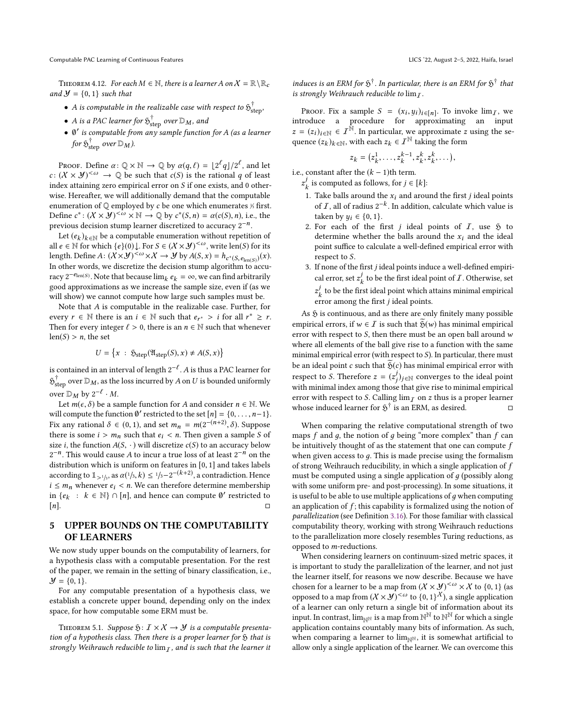Theorem 4.12. *For each $M \in \mathbb{N}$, there is a learner $A$ on $\mathcal{X} = \mathbb{R} \setminus \mathbb{R}_c$ and $\mathcal{Y} = \{0, 1\}$ such that*

- *$A$ is computable in the realizable case with respect to $\mathfrak{H}^\dagger_{\mathrm{step}}$,*
- *$A$ is a PAC learner for $\mathfrak{H}^\dagger_{\mathrm{step}}$ over $\mathbb{D}_M$, and*
- *$\emptyset'$ is computable from any sample function for $A$ (as a learner for $\mathfrak{H}^\dagger_{\mathrm{step}}$ over $\mathbb{D}_M$).*

Proof. Define $\alpha \colon \mathbb{Q} \times \mathbb{N} \to \mathbb{Q}$ by $\alpha(q, \ell) = \lfloor 2^\ell q \rfloor / 2^\ell$, and let $c \colon (\mathcal{X} \times \mathcal{Y})^{<\omega} \to \mathbb{Q}$ be such that $c(S)$ is the rational $q$ of least index attaining zero empirical error on $S$ if one exists, and 0 otherwise. Hereafter, we will additionally demand that the computable enumeration of $\mathbb{Q}$ employed by $c$ be one which enumerates $1/3$ first. Define $c^* \colon (\mathcal{X} \times \mathcal{Y})^{<\omega} \times \mathbb{N} \to \mathbb{Q}$ by $c^*(S, n) = \alpha(c(S), n)$, i.e., the previous decision stump learner discretized to accuracy $2^{-n}$.

Let $(e_k)_{k \in \mathbb{N}}$ be a computable enumeration without repetition of all $e \in \mathbb{N}$ for which $\{e\}(0)\downarrow$. For $S \in (\mathcal{X} \times \mathcal{Y})^{<\omega}$, write $\mathrm{len}(S)$ for its length. Define $A \colon (\mathcal{X} \times \mathcal{Y})^{<\omega} \times \mathcal{X} \to \mathcal{Y}$ by $A(S, x) = h_{c^*(S, e_{\mathrm{len}(S)})}(x)$. In other words, we discretize the decision stump algorithm to accuracy $2^{-e_{\mathrm{len}(S)}}$. Note that because $\lim_k e_k = \infty$, we can find arbitrarily good approximations as we increase the sample size, even if (as we will show) we cannot compute how large such samples must be.

Note that $A$ is computable in the realizable case. Further, for every $r \in \mathbb{N}$ there is an $i \in \mathbb{N}$ such that $e_{r^*} > i$ for all $r^* \geq r$. Then for every integer $\ell > 0$, there is an $n \in \mathbb{N}$ such that whenever $\mathrm{len}(S) > n$, the set

$$U = \left\{ x \ : \ \mathfrak{H}_{\mathrm{step}}(\mathfrak{A}_{\mathrm{step}}(S), x) \neq A(S, x) \right\}$$

is contained in an interval of length $2^{-\ell}$. $A$ is thus a PAC learner for $\mathfrak{H}^\dagger_{\mathrm{step}}$ over $\mathbb{D}_M$, as the loss incurred by $A$ on $U$ is bounded uniformly over $\mathbb{D}_M$ by $2^{-\ell} \cdot M$.

Let $m(\epsilon, \delta)$ be a sample function for $A$ and consider $n \in \mathbb{N}$. We will compute the function $\emptyset'$ restricted to the set $[n] = \{0, \dots, n-1\}$. Fix any rational $\delta \in (0, 1)$, and set $m_n = m(2^{-(n+2)}, \delta)$. Suppose there is some $i > m_n$ such that $e_i < n$. Then given a sample $S$ of size $i$, the function $A(S, \cdot)$ will discretize $c(S)$ to an accuracy below $2^{-n}$. This would cause $A$ to incur a true loss of at least $2^{-n}$ on the distribution which is uniform on features in $[0, 1]$ and takes labels according to $\mathbb{1}_{>1/3}$, as $\alpha(1/3, k) \leq 1/3 - 2^{-(k+2)}$, a contradiction. Hence $i \leq m_n$ whenever $e_i < n$. We can therefore determine membership in $\{e_k \ : \ k \in \mathbb{N}\} \cap [n]$, and hence can compute $\emptyset'$ restricted to $[n]$. $\square$

## 5 UPPER BOUNDS ON THE COMPUTABILITY OF LEARNERS

We now study upper bounds on the computability of learners, for a hypothesis class with a computable presentation. For the rest of the paper, we remain in the setting of binary classification, i.e., $\mathcal{Y} = \{0, 1\}$.

For any computable presentation of a hypothesis class, we establish a concrete upper bound, depending only on the index space, for how computable some ERM must be.

Theorem 5.1. *Suppose $\mathfrak{H} \colon \mathcal{I} \times \mathcal{X} \to \mathcal{Y}$ is a computable presentation of a hypothesis class. Then there is a proper learner for $\mathfrak{H}$ that is strongly Weihrauch reducible to $\lim_{\mathcal{I}}$, and is such that the learner it induces is an ERM for $\mathfrak{H}^\dagger$. In particular, there is an ERM for $\mathfrak{H}^\dagger$ that is strongly Weihrauch reducible to $\lim_{\mathcal{I}}$.*

Proof. Fix a sample $S = (x_i, y_i)_{i \in [n]}$. To invoke $\lim_{\mathcal{I}}$, we introduce a procedure for approximating an input $z = (z_i)_{i \in \mathbb{N}} \in \mathcal{I}^{\mathbb{N}}$. In particular, we approximate $z$ using the sequence $(z_k)_{k \in \mathbb{N}}$, with each $z_k \in \mathcal{I}^{\mathbb{N}}$ taking the form

$$z_k = \left( z^1_k, \dots, z^{k-1}_k, z^k_k, z^k_k, \dots \right),$$

i.e., constant after the $(k-1)$th term.

$z^j_k$ is computed as follows, for $j \in [k]$:

1. Take balls around the $x_i$ and around the first $j$ ideal points of $\mathcal{I}$, all of radius $2^{-k}$. In addition, calculate which value is taken by $y_i \in \{0, 1\}$.
2. For each of the first $j$ ideal points of $\mathcal{I}$, use $\mathfrak{H}$ to determine whether the balls around the $x_i$ and the ideal point suffice to calculate a well-defined empirical error with respect to $S$.
3. If none of the first $j$ ideal points induce a well-defined empirical error, set $z^j_k$ to be the first ideal point of $\mathcal{I}$. Otherwise, set $z^j_k$ to be the first ideal point which attains minimal empirical error among the first $j$ ideal points.

As $\mathfrak{H}$ is continuous, and as there are only finitely many possible empirical errors, if $w \in \mathcal{I}$ is such that $\widetilde{\mathfrak{H}}(w)$ has minimal empirical error with respect to $S$, then there must be an open ball around $w$ where all elements of the ball give rise to a function with the same minimal empirical error (with respect to $S$). In particular, there must be an ideal point $c$ such that $\widetilde{\mathfrak{H}}(c)$ has minimal empirical error with respect to $S$. Therefore $z = (z^j_j)_{j \in \mathbb{N}}$ converges to the ideal point with minimal index among those that give rise to minimal empirical error with respect to $S$. Calling $\lim_{\mathcal{I}}$ on $z$ thus is a proper learner whose induced learner for $\mathfrak{H}^\dagger$ is an ERM, as desired. $\square$

When comparing the relative computational strength of two maps $f$ and $g$, the notion of $g$ being "more complex" than $f$ can be intuitively thought of as the statement that one can compute $f$ when given access to $g$. This is made precise using the formalism of strong Weihrauch reducibility, in which a single application of $f$ must be computed using a single application of $g$ (possibly along with some uniform pre- and post-processing). In some situations, it is useful to be able to use multiple applications of $g$ when computing an application of $f$; this capability is formalized using the notion of *parallelization* (see Definition 3.16). For those familiar with classical computability theory, working with strong Weihrauch reductions to the parallelization more closely resembles Turing reductions, as opposed to $m$-reductions.

When considering learners on continuum-sized metric spaces, it is important to study the parallelization of the learner, and not just the learner itself, for reasons we now describe. Because we have chosen for a learner to be a map from $(\mathcal{X} \times \mathcal{Y})^{<\omega} \times \mathcal{X}$ to $\{0, 1\}$ (as opposed to a map from $(\mathcal{X} \times \mathcal{Y})^{<\omega}$ to $\{0, 1\}^{\mathcal{X}}$), a single application of a learner can only return a single bit of information about its input. In contrast, $\lim_{\mathbb{N}^{\mathbb{N}}}$ is a map from $\mathbb{N}^{\mathbb{N}}$ to $\mathbb{N}^{\mathbb{N}}$ for which a single application contains countably many bits of information. As such, when comparing a learner to $\lim_{\mathbb{N}^{\mathbb{N}}}$, it is somewhat artificial to allow only a single application of the learner. We can overcome this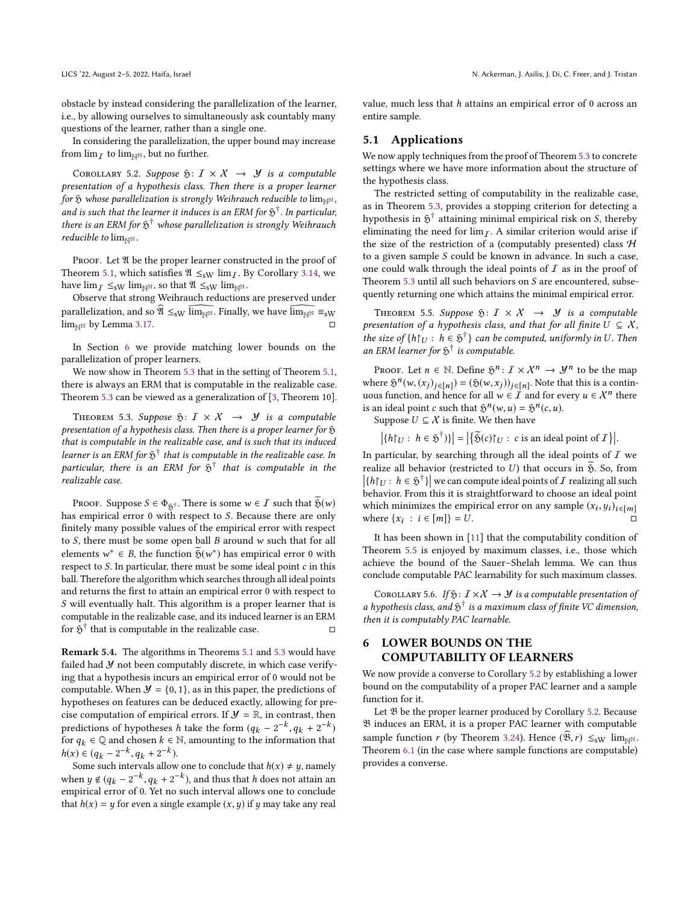obstacle by instead considering the parallelization of the learner, i.e., by allowing ourselves to simultaneously ask countably many questions of the learner, rather than a single one.

In considering the parallelization, the upper bound may increase from $\lim_{\mathcal{I}}$ to $\lim_{\mathbb{N}^{\mathbb{N}}}$, but no further.

Corollary 5.2. *Suppose $\mathfrak{H}\colon \mathcal{I} \times \mathcal{X} \to \mathcal{Y}$ is a computable presentation of a hypothesis class. Then there is a proper learner for $\mathfrak{H}$ whose parallelization is strongly Weihrauch reducible to $\lim_{\mathbb{N}^{\mathbb{N}}}$, and is such that the learner it induces is an ERM for $\mathfrak{H}^\dagger$. In particular, there is an ERM for $\mathfrak{H}^\dagger$ whose parallelization is strongly Weihrauch reducible to $\lim_{\mathbb{N}^{\mathbb{N}}}$.*

Proof. Let $\mathfrak{A}$ be the proper learner constructed in the proof of Theorem 5.1, which satisfies $\mathfrak{A} \leq_{\mathrm{sW}} \lim_{\mathcal{I}}$. By Corollary 3.14, we have $\lim_{\mathcal{I}} \leq_{\mathrm{sW}} \lim_{\mathbb{N}^{\mathbb{N}}}$, so that $\mathfrak{A} \leq_{\mathrm{sW}} \lim_{\mathbb{N}^{\mathbb{N}}}$.

Observe that strong Weihrauch reductions are preserved under parallelization, and so $\widehat{\mathfrak{A}} \leq_{\mathrm{sW}} \widehat{\lim_{\mathbb{N}^{\mathbb{N}}}}$. Finally, we have $\widehat{\lim_{\mathbb{N}^{\mathbb{N}}}} \equiv_{\mathrm{sW}} \lim_{\mathbb{N}^{\mathbb{N}}}$ by Lemma 3.17. ◻

In Section 6 we provide matching lower bounds on the parallelization of proper learners.

We now show in Theorem 5.3 that in the setting of Theorem 5.1, there is always an ERM that is computable in the realizable case. Theorem 5.3 can be viewed as a generalization of [3, Theorem 10].

Theorem 5.3. *Suppose $\mathfrak{H}\colon \mathcal{I} \times \mathcal{X} \to \mathcal{Y}$ is a computable presentation of a hypothesis class. Then there is a proper learner for $\mathfrak{H}$ that is computable in the realizable case, and is such that its induced learner is an ERM for $\mathfrak{H}^\dagger$ that is computable in the realizable case. In particular, there is an ERM for $\mathfrak{H}^\dagger$ that is computable in the realizable case.*

Proof. Suppose $S \in \Phi_{\mathfrak{H}^\dagger}$. There is some $w \in \mathcal{I}$ such that $\widetilde{\mathfrak{H}}(w)$ has empirical error 0 with respect to $S$. Because there are only finitely many possible values of the empirical error with respect to $S$, there must be some open ball $B$ around $w$ such that for all elements $w^* \in B$, the function $\widetilde{\mathfrak{H}}(w^*)$ has empirical error 0 with respect to $S$. In particular, there must be some ideal point $c$ in this ball. Therefore the algorithm which searches through all ideal points and returns the first to attain an empirical error 0 with respect to $S$ will eventually halt. This algorithm is a proper learner that is computable in the realizable case, and its induced learner is an ERM for $\mathfrak{H}^\dagger$ that is computable in the realizable case. ◻

**Remark 5.4.** The algorithms in Theorems 5.1 and 5.3 would have failed had $\mathcal{Y}$ not been computably discrete, in which case verifying that a hypothesis incurs an empirical error of 0 would not be computable. When $\mathcal{Y} = \{0, 1\}$, as in this paper, the predictions of hypotheses on features can be deduced exactly, allowing for precise computation of empirical errors. If $\mathcal{Y} = \mathbb{R}$, in contrast, then predictions of hypotheses $h$ take the form $(q_k - 2^{-k}, q_k + 2^{-k})$ for $q_k \in \mathbb{Q}$ and chosen $k \in \mathbb{N}$, amounting to the information that $h(x) \in (q_k - 2^{-k}, q_k + 2^{-k})$.

Some such intervals allow one to conclude that $h(x) \neq y$, namely when $y \notin (q_k - 2^{-k}, q_k + 2^{-k})$, and thus that $h$ does not attain an empirical error of 0. Yet no such interval allows one to conclude that $h(x) = y$ for even a single example $(x, y)$ if $y$ may take any real value, much less that $h$ attains an empirical error of 0 across an entire sample.

## 5.1 Applications

We now apply techniques from the proof of Theorem 5.3 to concrete settings where we have more information about the structure of the hypothesis class.

The restricted setting of computability in the realizable case, as in Theorem 5.3, provides a stopping criterion for detecting a hypothesis in $\mathfrak{H}^\dagger$ attaining minimal empirical risk on $S$, thereby eliminating the need for $\lim_{\mathcal{I}}$. A similar criterion would arise if the size of the restriction of a (computably presented) class $\mathcal{H}$ to a given sample $S$ could be known in advance. In such a case, one could walk through the ideal points of $\mathcal{I}$ as in the proof of Theorem 5.3 until all such behaviors on $S$ are encountered, subsequently returning one which attains the minimal empirical error.

Theorem 5.5. *Suppose $\mathfrak{H}\colon \mathcal{I} \times \mathcal{X} \to \mathcal{Y}$ is a computable presentation of a hypothesis class, and that for all finite $U \subseteq \mathcal{X}$, the size of $\{h{\restriction}_U : h \in \mathfrak{H}^\dagger\}$ can be computed, uniformly in $U$. Then an ERM learner for $\mathfrak{H}^\dagger$ is computable.*

Proof. Let $n \in \mathbb{N}$. Define $\mathfrak{H}^n\colon \mathcal{I} \times \mathcal{X}^n \to \mathcal{Y}^n$ to be the map where $\mathfrak{H}^n(w, (x_j)_{j\in[n]}) = (\mathfrak{H}(w, x_j))_{j\in[n]}$. Note that this is a continuous function, and hence for all $w \in \mathcal{I}$ and for every $u \in \mathcal{X}^n$ there is an ideal point $c$ such that $\mathfrak{H}^n(w, u) = \mathfrak{H}^n(c, u)$.

Suppose $U \subseteq \mathcal{X}$ is finite. We then have

$$\left|\{h{\restriction}_U : h \in \mathfrak{H}^\dagger\}\right| = \left|\{\widetilde{\mathfrak{H}}(c){\restriction}_U : c \text{ is an ideal point of } \mathcal{I}\}\right|.$$

In particular, by searching through all the ideal points of $\mathcal{I}$ we realize all behavior (restricted to $U$) that occurs in $\widetilde{\mathfrak{H}}$. So, from $\left|\{h{\restriction}_U : h \in \mathfrak{H}^\dagger\}\right|$ we can compute ideal points of $\mathcal{I}$ realizing all such behavior. From this it is straightforward to choose an ideal point which minimizes the empirical error on any sample $(x_i, y_i)_{i\in[m]}$ where $\{x_i : i \in [m]\} = U$. ◻

It has been shown in [11] that the computability condition of Theorem 5.5 is enjoyed by maximum classes, i.e., those which achieve the bound of the Sauer–Shelah lemma. We can thus conclude computable PAC learnability for such maximum classes.

Corollary 5.6. *If $\mathfrak{H}\colon \mathcal{I} \times \mathcal{X} \to \mathcal{Y}$ is a computable presentation of a hypothesis class, and $\mathfrak{H}^\dagger$ is a maximum class of finite VC dimension, then it is computably PAC learnable.*

# 6 LOWER BOUNDS ON THE COMPUTABILITY OF LEARNERS

We now provide a converse to Corollary 5.2 by establishing a lower bound on the computability of a proper PAC learner and a sample function for it.

Let $\mathfrak{B}$ be the proper learner produced by Corollary 5.2. Because $\mathfrak{B}$ induces an ERM, it is a proper PAC learner with computable sample function $r$ (by Theorem 3.24). Hence $(\widehat{\mathfrak{B}}, r) \leq_{\mathrm{sW}} \lim_{\mathbb{N}^{\mathbb{N}}}$. Theorem 6.1 (in the case where sample functions are computable) provides a converse.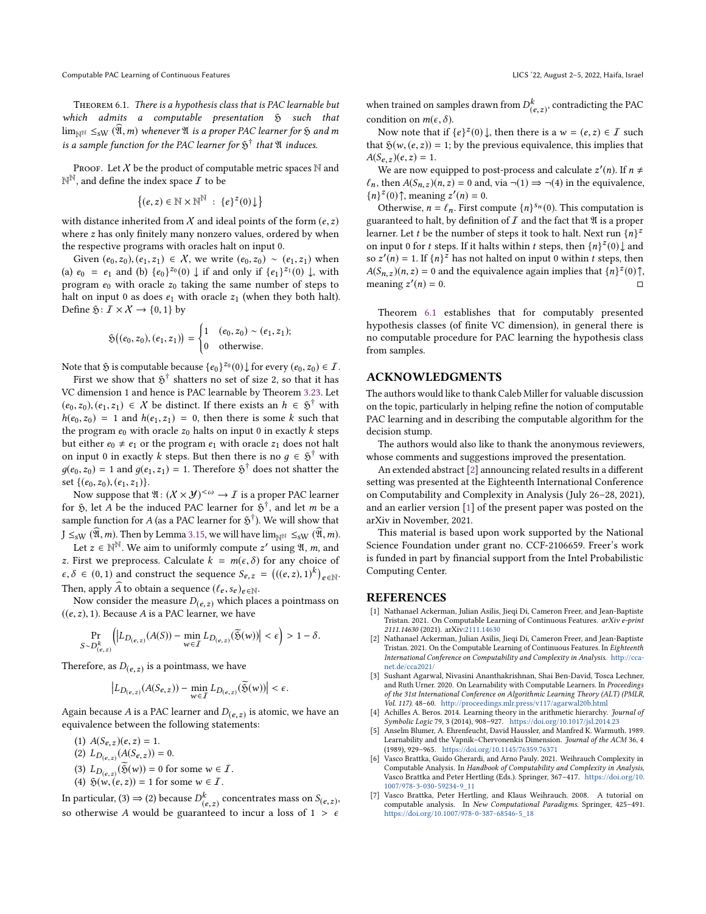**Theorem 6.1.** *There is a hypothesis class that is PAC learnable but which admits a computable presentation $\mathfrak{H}$ such that $\lim_{\mathbb{N}^\mathbb{N}} \leq_{\mathrm{sW}} (\widehat{\mathfrak{A}}, m)$ whenever $\mathfrak{A}$ is a proper PAC learner for $\mathfrak{H}$ and $m$ is a sample function for the PAC learner for $\mathfrak{H}^\dagger$ that $\mathfrak{A}$ induces.*

Proof. Let $\mathcal{X}$ be the product of computable metric spaces $\mathbb{N}$ and $\mathbb{N}^\mathbb{N}$, and define the index space $\mathcal{I}$ to be

$$\{(e,z) \in \mathbb{N} \times \mathbb{N}^\mathbb{N} \;:\; \{e\}^z(0)\downarrow\}$$

with distance inherited from $\mathcal{X}$ and ideal points of the form $(e,z)$ where $z$ has only finitely many nonzero values, ordered by when the respective programs with oracles halt on input 0.

Given $(e_0,z_0),(e_1,z_1) \in \mathcal{X}$, we write $(e_0,z_0) \sim (e_1,z_1)$ when (a) $e_0 = e_1$ and (b) $\{e_0\}^{z_0}(0)\downarrow$ if and only if $\{e_1\}^{z_1}(0)\downarrow$, with program $e_0$ with oracle $z_0$ taking the same number of steps to halt on input 0 as does $e_1$ with oracle $z_1$ (when they both halt). Define $\mathfrak{H} : \mathcal{I} \times \mathcal{X} \to \{0,1\}$ by

$$\mathfrak{H}\big((e_0,z_0),(e_1,z_1)\big) = \begin{cases} 1 & (e_0,z_0) \sim (e_1,z_1); \\ 0 & \text{otherwise.} \end{cases}$$

Note that $\mathfrak{H}$ is computable because $\{e_0\}^{z_0}(0)\downarrow$ for every $(e_0,z_0) \in \mathcal{I}$.

First we show that $\mathfrak{H}^\dagger$ shatters no set of size 2, so that it has VC dimension 1 and hence is PAC learnable by Theorem 3.23. Let $(e_0,z_0),(e_1,z_1) \in \mathcal{X}$ be distinct. If there exists an $h \in \mathfrak{H}^\dagger$ with $h(e_0,z_0) = 1$ and $h(e_1,z_1) = 0$, then there is some $k$ such that the program $e_0$ with oracle $z_0$ halts on input 0 in exactly $k$ steps but either $e_0 \neq e_1$ or the program $e_1$ with oracle $z_1$ does not halt on input 0 in exactly $k$ steps. But then there is no $g \in \mathfrak{H}^\dagger$ with $g(e_0,z_0) = 1$ and $g(e_1,z_1) = 1$. Therefore $\mathfrak{H}^\dagger$ does not shatter the set $\{(e_0,z_0),(e_1,z_1)\}$.

Now suppose that $\mathfrak{A} : (\mathcal{X} \times \mathcal{Y})^{<\omega} \to \mathcal{I}$ is a proper PAC learner for $\mathfrak{H}$, let $A$ be the induced PAC learner for $\mathfrak{H}^\dagger$, and let $m$ be a sample function for $A$ (as a PAC learner for $\mathfrak{H}^\dagger$). We will show that $\mathrm{J} \leq_{\mathrm{sW}} (\widehat{\mathfrak{A}}, m)$. Then by Lemma 3.15, we will have $\lim_{\mathbb{N}^\mathbb{N}} \leq_{\mathrm{sW}} (\widehat{\mathfrak{A}}, m)$.

Let $z \in \mathbb{N}^\mathbb{N}$. We aim to uniformly compute $z'$ using $\mathfrak{A}$, $m$, and $z$. First we preprocess. Calculate $k = m(\epsilon,\delta)$ for any choice of $\epsilon,\delta \in (0,1)$ and construct the sequence $S_{e,z} = \big(((e,z),1)^k\big)_{e\in\mathbb{N}}$. Then, apply $\widehat{A}$ to obtain a sequence $(\ell_e, s_e)_{e\in\mathbb{N}}$.

Now consider the measure $D_{(e,z)}$ which places a pointmass on $((e,z),1)$. Because $A$ is a PAC learner, we have

$$\Pr_{S\sim D^k_{(e,z)}}\left(\left|L_{D_{(e,z)}}(A(S)) - \min_{w\in\mathcal{I}} L_{D_{(e,z)}}(\widetilde{\mathfrak{H}}(w))\right| < \epsilon\right) > 1-\delta.$$

Therefore, as $D_{(e,z)}$ is a pointmass, we have

$$\left|L_{D_{(e,z)}}(A(S_{e,z})) - \min_{w\in\mathcal{I}} L_{D_{(e,z)}}(\widetilde{\mathfrak{H}}(w))\right| < \epsilon.$$

Again because $A$ is a PAC learner and $D_{(e,z)}$ is atomic, we have an equivalence between the following statements:

1. $A(S_{e,z})(e,z) = 1$.
2. $L_{D_{(e,z)}}(A(S_{e,z})) = 0$.
3. $L_{D_{(e,z)}}(\widetilde{\mathfrak{H}}(w)) = 0$ for some $w \in \mathcal{I}$.
4. $\mathfrak{H}(w,(e,z)) = 1$ for some $w \in \mathcal{I}$.

In particular, (3) $\Rightarrow$ (2) because $D^k_{(e,z)}$ concentrates mass on $S_{(e,z)}$, so otherwise $A$ would be guaranteed to incur a loss of $1 > \epsilon$ when trained on samples drawn from $D^k_{(e,z)}$, contradicting the PAC condition on $m(\epsilon,\delta)$.

Now note that if $\{e\}^z(0)\downarrow$, then there is a $w = (e,z) \in \mathcal{I}$ such that $\mathfrak{H}(w,(e,z)) = 1$; by the previous equivalence, this implies that $A(S_{e,z})(e,z) = 1$.

We are now equipped to post-process and calculate $z'(n)$. If $n \neq \ell_n$, then $A(S_{n,z})(n,z) = 0$ and, via $\neg(1) \Rightarrow \neg(4)$ in the equivalence, $\{n\}^z(0)\uparrow$, meaning $z'(n) = 0$.

Otherwise, $n = \ell_n$. First compute $\{n\}^{s_n}(0)$. This computation is guaranteed to halt, by definition of $\mathcal{I}$ and the fact that $\mathfrak{A}$ is a proper learner. Let $t$ be the number of steps it took to halt. Next run $\{n\}^z$ on input 0 for $t$ steps. If it halts within $t$ steps, then $\{n\}^z(0)\downarrow$ and so $z'(n) = 1$. If $\{n\}^z$ has not halted on input 0 within $t$ steps, then $A(S_{n,z})(n,z) = 0$ and the equivalence again implies that $\{n\}^z(0)\uparrow$, meaning $z'(n) = 0$. ∎

Theorem 6.1 establishes that for computably presented hypothesis classes (of finite VC dimension), in general there is no computable procedure for PAC learning the hypothesis class from samples.

## ACKNOWLEDGMENTS

The authors would like to thank Caleb Miller for valuable discussion on the topic, particularly in helping refine the notion of computable PAC learning and in describing the computable algorithm for the decision stump.

The authors would also like to thank the anonymous reviewers, whose comments and suggestions improved the presentation.

An extended abstract [2] announcing related results in a different setting was presented at the Eighteenth International Conference on Computability and Complexity in Analysis (July 26–28, 2021), and an earlier version [1] of the present paper was posted on the arXiv in November, 2021.

This material is based upon work supported by the National Science Foundation under grant no. CCF-2106659. Freer's work is funded in part by financial support from the Intel Probabilistic Computing Center.

## REFERENCES

[1] Nathanael Ackerman, Julian Asilis, Jieqi Di, Cameron Freer, and Jean-Baptiste Tristan. 2021. On Computable Learning of Continuous Features. *arXiv e-print 2111.14630* (2021). arXiv:2111.14630

[2] Nathanael Ackerman, Julian Asilis, Jieqi Di, Cameron Freer, and Jean-Baptiste Tristan. 2021. On the Computable Learning of Continuous Features. In *Eighteenth International Conference on Computability and Complexity in Analysis*. http://cca-net.de/cca2021/

[3] Sushant Agarwal, Nivasini Ananthakrishnan, Shai Ben-David, Tosca Lechner, and Ruth Urner. 2020. On Learnability with Computable Learners. In *Proceedings of the 31st International Conference on Algorithmic Learning Theory (ALT) (PMLR, Vol. 117)*. 48–60. http://proceedings.mlr.press/v117/agarwal20b.html

[4] Achilles A. Beros. 2014. Learning theory in the arithmetic hierarchy. *Journal of Symbolic Logic* 79, 3 (2014), 908–927. https://doi.org/10.1017/jsl.2014.23

[5] Anselm Blumer, A. Ehrenfeucht, David Haussler, and Manfred K. Warmuth. 1989. Learnability and the Vapnik–Chervonenkis Dimension. *Journal of the ACM* 36, 4 (1989), 929–965. https://doi.org/10.1145/76359.76371

[6] Vasco Brattka, Guido Gherardi, and Arno Pauly. 2021. Weihrauch Complexity in Computable Analysis. In *Handbook of Computability and Complexity in Analysis*, Vasco Brattka and Peter Hertling (Eds.). Springer, 367–417. https://doi.org/10.1007/978-3-030-59234-9_11

[7] Vasco Brattka, Peter Hertling, and Klaus Weihrauch. 2008. A tutorial on computable analysis. In *New Computational Paradigms*. Springer, 425–491. https://doi.org/10.1007/978-0-387-68546-5_18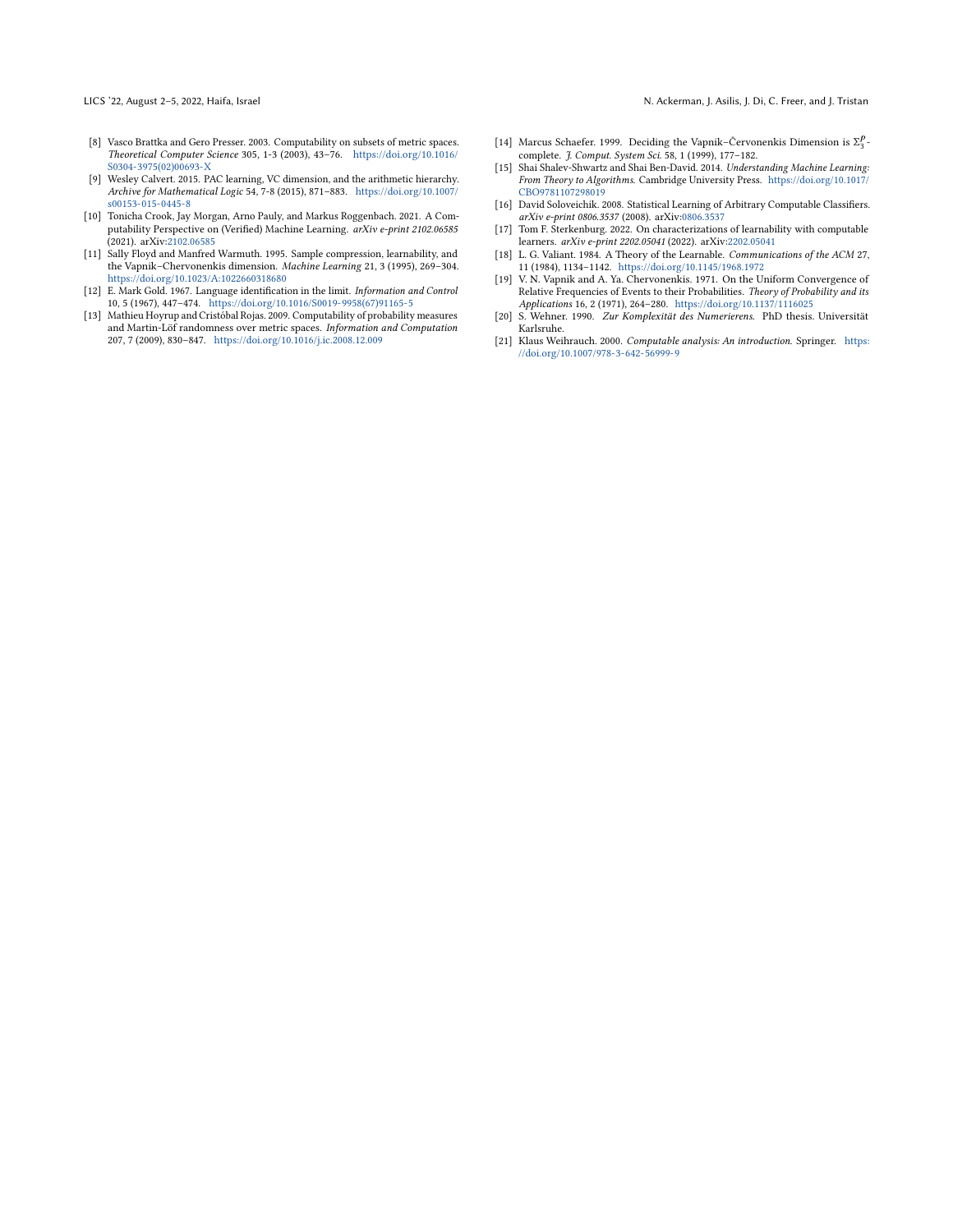- [8] Vasco Brattka and Gero Presser. 2003. Computability on subsets of metric spaces. *Theoretical Computer Science* 305, 1-3 (2003), 43–76. https://doi.org/10.1016/S0304-3975(02)00693-X
- [9] Wesley Calvert. 2015. PAC learning, VC dimension, and the arithmetic hierarchy. *Archive for Mathematical Logic* 54, 7-8 (2015), 871–883. https://doi.org/10.1007/s00153-015-0445-8
- [10] Tonicha Crook, Jay Morgan, Arno Pauly, and Markus Roggenbach. 2021. A Computability Perspective on (Verified) Machine Learning. *arXiv e-print 2102.06585* (2021). arXiv:2102.06585
- [11] Sally Floyd and Manfred Warmuth. 1995. Sample compression, learnability, and the Vapnik–Chervonenkis dimension. *Machine Learning* 21, 3 (1995), 269–304. https://doi.org/10.1023/A:1022660318680
- [12] E. Mark Gold. 1967. Language identification in the limit. *Information and Control* 10, 5 (1967), 447–474. https://doi.org/10.1016/S0019-9958(67)91165-5
- [13] Mathieu Hoyrup and Cristóbal Rojas. 2009. Computability of probability measures and Martin-Löf randomness over metric spaces. *Information and Computation* 207, 7 (2009), 830–847. https://doi.org/10.1016/j.ic.2008.12.009
- [14] Marcus Schaefer. 1999. Deciding the Vapnik–Červonenkis Dimension is $\Sigma_3^p$-complete. *J. Comput. System Sci.* 58, 1 (1999), 177–182.
- [15] Shai Shalev-Shwartz and Shai Ben-David. 2014. *Understanding Machine Learning: From Theory to Algorithms*. Cambridge University Press. https://doi.org/10.1017/CBO9781107298019
- [16] David Soloveichik. 2008. Statistical Learning of Arbitrary Computable Classifiers. *arXiv e-print 0806.3537* (2008). arXiv:0806.3537
- [17] Tom F. Sterkenburg. 2022. On characterizations of learnability with computable learners. *arXiv e-print 2202.05041* (2022). arXiv:2202.05041
- [18] L. G. Valiant. 1984. A Theory of the Learnable. *Communications of the ACM* 27, 11 (1984), 1134–1142. https://doi.org/10.1145/1968.1972
- [19] V. N. Vapnik and A. Ya. Chervonenkis. 1971. On the Uniform Convergence of Relative Frequencies of Events to their Probabilities. *Theory of Probability and its Applications* 16, 2 (1971), 264–280. https://doi.org/10.1137/1116025
- [20] S. Wehner. 1990. *Zur Komplexität des Numerierens*. PhD thesis. Universität Karlsruhe.
- [21] Klaus Weihrauch. 2000. *Computable analysis: An introduction*. Springer. https://doi.org/10.1007/978-3-642-56999-9